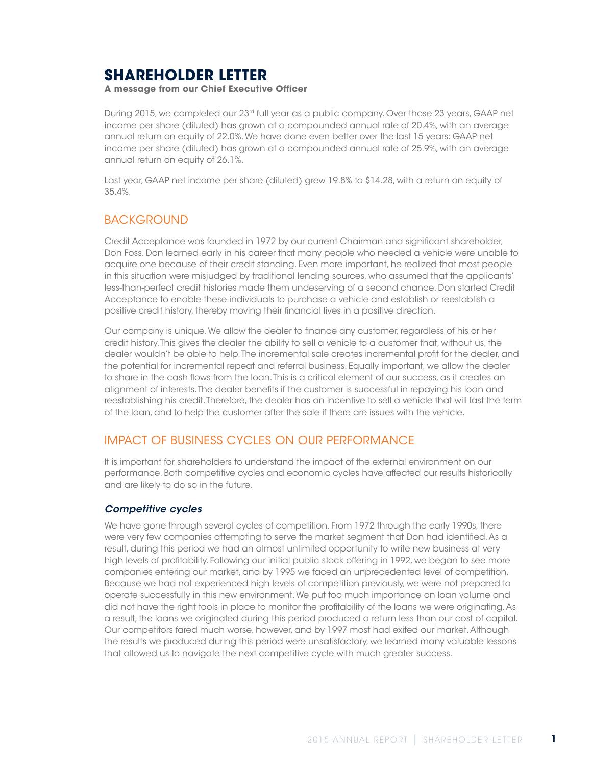# SHAREHOLDER LETTER

**A message from our Chief Executive Officer**

During 2015, we completed our 23rd full year as a public company. Over those 23 years, GAAP net income per share (diluted) has grown at a compounded annual rate of 20.4%, with an average annual return on equity of 22.0%. We have done even better over the last 15 years: GAAP net income per share (diluted) has grown at a compounded annual rate of 25.9%, with an average annual return on equity of 26.1%.

Last year, GAAP net income per share (diluted) grew 19.8% to $14.28, with a return on equity of 35.4%.

## BACKGROUND

Credit Acceptance was founded in 1972 by our current Chairman and significant shareholder, Don Foss. Don learned early in his career that many people who needed a vehicle were unable to acquire one because of their credit standing. Even more important, he realized that most people in this situation were misjudged by traditional lending sources, who assumed that the applicants' less-than-perfect credit histories made them undeserving of a second chance. Don started Credit Acceptance to enable these individuals to purchase a vehicle and establish or reestablish a positive credit history, thereby moving their financial lives in a positive direction.

Our company is unique. We allow the dealer to finance any customer, regardless of his or her credit history. This gives the dealer the ability to sell a vehicle to a customer that, without us, the dealer wouldn't be able to help. The incremental sale creates incremental profit for the dealer, and the potential for incremental repeat and referral business. Equally important, we allow the dealer to share in the cash flows from the loan. This is a critical element of our success, as it creates an alignment of interests. The dealer benefits if the customer is successful in repaying his loan and reestablishing his credit. Therefore, the dealer has an incentive to sell a vehicle that will last the term of the loan, and to help the customer after the sale if there are issues with the vehicle.

## IMPACT OF BUSINESS CYCLES ON OUR PERFORMANCE

It is important for shareholders to understand the impact of the external environment on our performance. Both competitive cycles and economic cycles have affected our results historically and are likely to do so in the future.

### *Competitive cycles*

We have gone through several cycles of competition. From 1972 through the early 1990s, there were very few companies attempting to serve the market segment that Don had identified. As a result, during this period we had an almost unlimited opportunity to write new business at very high levels of profitability. Following our initial public stock offering in 1992, we began to see more companies entering our market, and by 1995 we faced an unprecedented level of competition. Because we had not experienced high levels of competition previously, we were not prepared to operate successfully in this new environment. We put too much importance on loan volume and did not have the right tools in place to monitor the profitability of the loans we were originating. As a result, the loans we originated during this period produced a return less than our cost of capital. Our competitors fared much worse, however, and by 1997 most had exited our market. Although the results we produced during this period were unsatisfactory, we learned many valuable lessons that allowed us to navigate the next competitive cycle with much greater success.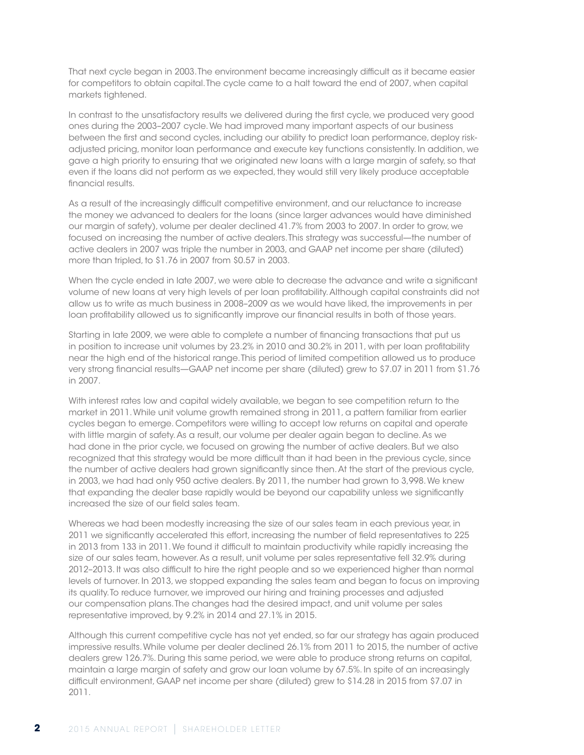That next cycle began in 2003. The environment became increasingly difficult as it became easier for competitors to obtain capital. The cycle came to a halt toward the end of 2007, when capital markets tightened.

In contrast to the unsatisfactory results we delivered during the first cycle, we produced very good ones during the 2003–2007 cycle. We had improved many important aspects of our business between the first and second cycles, including our ability to predict loan performance, deploy risk-adjusted pricing, monitor loan performance and execute key functions consistently. In addition, we gave a high priority to ensuring that we originated new loans with a large margin of safety, so that even if the loans did not perform as we expected, they would still very likely produce acceptable financial results.

As a result of the increasingly difficult competitive environment, and our reluctance to increase the money we advanced to dealers for the loans (since larger advances would have diminished our margin of safety), volume per dealer declined 41.7% from 2003 to 2007. In order to grow, we focused on increasing the number of active dealers. This strategy was successful—the number of active dealers in 2007 was triple the number in 2003, and GAAP net income per share (diluted) more than tripled, to $1.76 in 2007 from $0.57 in 2003.

When the cycle ended in late 2007, we were able to decrease the advance and write a significant volume of new loans at very high levels of per loan profitability. Although capital constraints did not allow us to write as much business in 2008–2009 as we would have liked, the improvements in per loan profitability allowed us to significantly improve our financial results in both of those years.

Starting in late 2009, we were able to complete a number of financing transactions that put us in position to increase unit volumes by 23.2% in 2010 and 30.2% in 2011, with per loan profitability near the high end of the historical range. This period of limited competition allowed us to produce very strong financial results—GAAP net income per share (diluted) grew to $7.07 in 2011 from $1.76 in 2007.

With interest rates low and capital widely available, we began to see competition return to the market in 2011. While unit volume growth remained strong in 2011, a pattern familiar from earlier cycles began to emerge. Competitors were willing to accept low returns on capital and operate with little margin of safety. As a result, our volume per dealer again began to decline. As we had done in the prior cycle, we focused on growing the number of active dealers. But we also recognized that this strategy would be more difficult than it had been in the previous cycle, since the number of active dealers had grown significantly since then. At the start of the previous cycle, in 2003, we had had only 950 active dealers. By 2011, the number had grown to 3,998. We knew that expanding the dealer base rapidly would be beyond our capability unless we significantly increased the size of our field sales team.

Whereas we had been modestly increasing the size of our sales team in each previous year, in 2011 we significantly accelerated this effort, increasing the number of field representatives to 225 in 2013 from 133 in 2011. We found it difficult to maintain productivity while rapidly increasing the size of our sales team, however. As a result, unit volume per sales representative fell 32.9% during 2012–2013. It was also difficult to hire the right people and so we experienced higher than normal levels of turnover. In 2013, we stopped expanding the sales team and began to focus on improving its quality. To reduce turnover, we improved our hiring and training processes and adjusted our compensation plans. The changes had the desired impact, and unit volume per sales representative improved, by 9.2% in 2014 and 27.1% in 2015.

Although this current competitive cycle has not yet ended, so far our strategy has again produced impressive results. While volume per dealer declined 26.1% from 2011 to 2015, the number of active dealers grew 126.7%. During this same period, we were able to produce strong returns on capital, maintain a large margin of safety and grow our loan volume by 67.5%. In spite of an increasingly difficult environment, GAAP net income per share (diluted) grew to $14.28 in 2015 from $7.07 in 2011.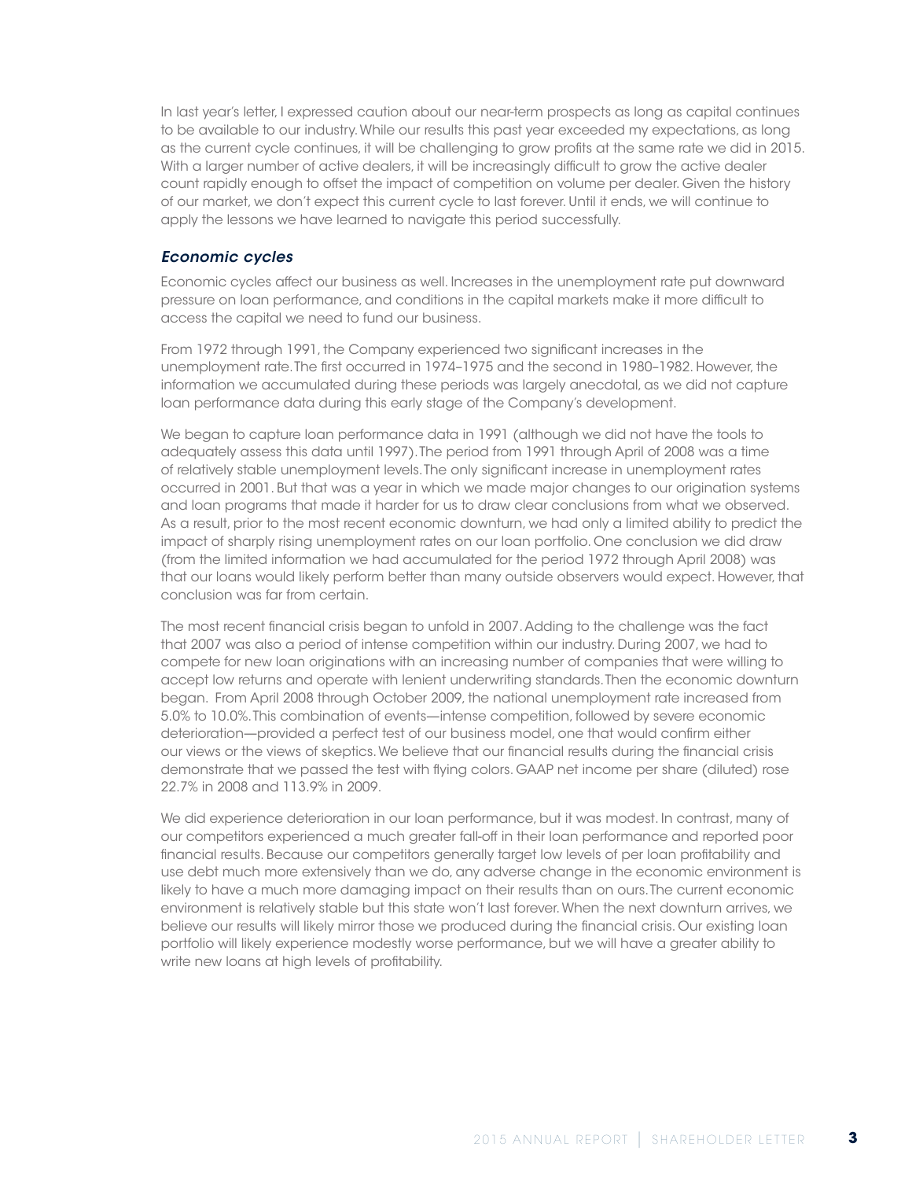In last year's letter, I expressed caution about our near-term prospects as long as capital continues to be available to our industry. While our results this past year exceeded my expectations, as long as the current cycle continues, it will be challenging to grow profits at the same rate we did in 2015. With a larger number of active dealers, it will be increasingly difficult to grow the active dealer count rapidly enough to offset the impact of competition on volume per dealer. Given the history of our market, we don't expect this current cycle to last forever. Until it ends, we will continue to apply the lessons we have learned to navigate this period successfully.

### *Economic cycles*

Economic cycles affect our business as well. Increases in the unemployment rate put downward pressure on loan performance, and conditions in the capital markets make it more difficult to access the capital we need to fund our business.

From 1972 through 1991, the Company experienced two significant increases in the unemployment rate. The first occurred in 1974–1975 and the second in 1980–1982. However, the information we accumulated during these periods was largely anecdotal, as we did not capture loan performance data during this early stage of the Company's development.

We began to capture loan performance data in 1991 (although we did not have the tools to adequately assess this data until 1997). The period from 1991 through April of 2008 was a time of relatively stable unemployment levels. The only significant increase in unemployment rates occurred in 2001. But that was a year in which we made major changes to our origination systems and loan programs that made it harder for us to draw clear conclusions from what we observed. As a result, prior to the most recent economic downturn, we had only a limited ability to predict the impact of sharply rising unemployment rates on our loan portfolio. One conclusion we did draw (from the limited information we had accumulated for the period 1972 through April 2008) was that our loans would likely perform better than many outside observers would expect. However, that conclusion was far from certain.

The most recent financial crisis began to unfold in 2007. Adding to the challenge was the fact that 2007 was also a period of intense competition within our industry. During 2007, we had to compete for new loan originations with an increasing number of companies that were willing to accept low returns and operate with lenient underwriting standards. Then the economic downturn began. From April 2008 through October 2009, the national unemployment rate increased from 5.0% to 10.0%. This combination of events—intense competition, followed by severe economic deterioration—provided a perfect test of our business model, one that would confirm either our views or the views of skeptics. We believe that our financial results during the financial crisis demonstrate that we passed the test with flying colors. GAAP net income per share (diluted) rose 22.7% in 2008 and 113.9% in 2009.

We did experience deterioration in our loan performance, but it was modest. In contrast, many of our competitors experienced a much greater fall-off in their loan performance and reported poor financial results. Because our competitors generally target low levels of per loan profitability and use debt much more extensively than we do, any adverse change in the economic environment is likely to have a much more damaging impact on their results than on ours. The current economic environment is relatively stable but this state won't last forever. When the next downturn arrives, we believe our results will likely mirror those we produced during the financial crisis. Our existing loan portfolio will likely experience modestly worse performance, but we will have a greater ability to write new loans at high levels of profitability.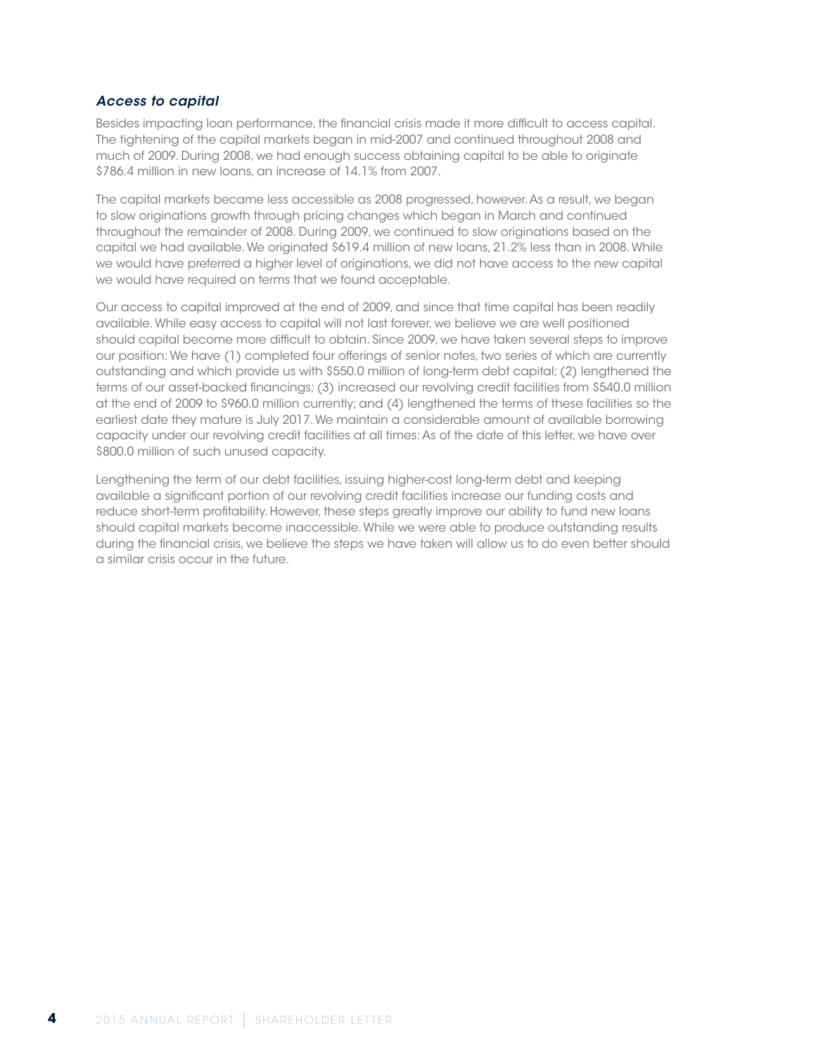### *Access to capital*

Besides impacting loan performance, the financial crisis made it more difficult to access capital. The tightening of the capital markets began in mid-2007 and continued throughout 2008 and much of 2009. During 2008, we had enough success obtaining capital to be able to originate $786.4 million in new loans, an increase of 14.1% from 2007.

The capital markets became less accessible as 2008 progressed, however. As a result, we began to slow originations growth through pricing changes which began in March and continued throughout the remainder of 2008. During 2009, we continued to slow originations based on the capital we had available. We originated $619.4 million of new loans, 21.2% less than in 2008. While we would have preferred a higher level of originations, we did not have access to the new capital we would have required on terms that we found acceptable.

Our access to capital improved at the end of 2009, and since that time capital has been readily available. While easy access to capital will not last forever, we believe we are well positioned should capital become more difficult to obtain. Since 2009, we have taken several steps to improve our position: We have (1) completed four offerings of senior notes, two series of which are currently outstanding and which provide us with $550.0 million of long-term debt capital; (2) lengthened the terms of our asset-backed financings; (3) increased our revolving credit facilities from $540.0 million at the end of 2009 to $960.0 million currently; and (4) lengthened the terms of these facilities so the earliest date they mature is July 2017. We maintain a considerable amount of available borrowing capacity under our revolving credit facilities at all times: As of the date of this letter, we have over $800.0 million of such unused capacity.

Lengthening the term of our debt facilities, issuing higher-cost long-term debt and keeping available a significant portion of our revolving credit facilities increase our funding costs and reduce short-term profitability. However, these steps greatly improve our ability to fund new loans should capital markets become inaccessible. While we were able to produce outstanding results during the financial crisis, we believe the steps we have taken will allow us to do even better should a similar crisis occur in the future.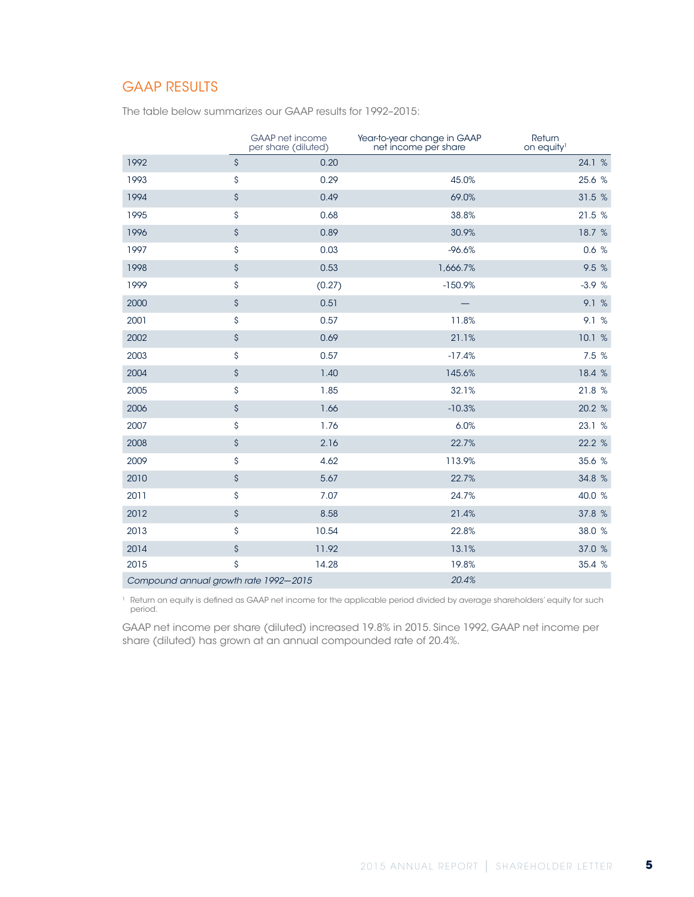## GAAP RESULTS

The table below summarizes our GAAP results for 1992–2015:

| | GAAP net income per share (diluted) | Year-to-year change in GAAP net income per share | Return on equity[1] |
|---|---|---|---|
| 1992 | $ 0.20 | | 24.1 % |
| 1993 | $ 0.29 | 45.0% | 25.6 % |
| 1994 | $ 0.49 | 69.0% | 31.5 % |
| 1995 | $ 0.68 | 38.8% | 21.5 % |
| 1996 | $ 0.89 | 30.9% | 18.7 % |
| 1997 | $ 0.03 | -96.6% | 0.6 % |
| 1998 | $ 0.53 | 1,666.7% | 9.5 % |
| 1999 | $ (0.27) | -150.9% | -3.9 % |
| 2000 | $ 0.51 | — | 9.1 % |
| 2001 | $ 0.57 | 11.8% | 9.1 % |
| 2002 | $ 0.69 | 21.1% | 10.1 % |
| 2003 | $ 0.57 | -17.4% | 7.5 % |
| 2004 | $ 1.40 | 145.6% | 18.4 % |
| 2005 | $ 1.85 | 32.1% | 21.8 % |
| 2006 | $ 1.66 | -10.3% | 20.2 % |
| 2007 | $ 1.76 | 6.0% | 23.1 % |
| 2008 | $ 2.16 | 22.7% | 22.2 % |
| 2009 | $ 4.62 | 113.9% | 35.6 % |
| 2010 | $ 5.67 | 22.7% | 34.8 % |
| 2011 | $ 7.07 | 24.7% | 40.0 % |
| 2012 | $ 8.58 | 21.4% | 37.8 % |
| 2013 | $ 10.54 | 22.8% | 38.0 % |
| 2014 | $ 11.92 | 13.1% | 37.0 % |
| 2015 | $ 14.28 | 19.8% | 35.4 % |
| *Compound annual growth rate 1992—2015* | | *20.4%* | |

[1] Return on equity is defined as GAAP net income for the applicable period divided by average shareholders' equity for such period.

GAAP net income per share (diluted) increased 19.8% in 2015. Since 1992, GAAP net income per share (diluted) has grown at an annual compounded rate of 20.4%.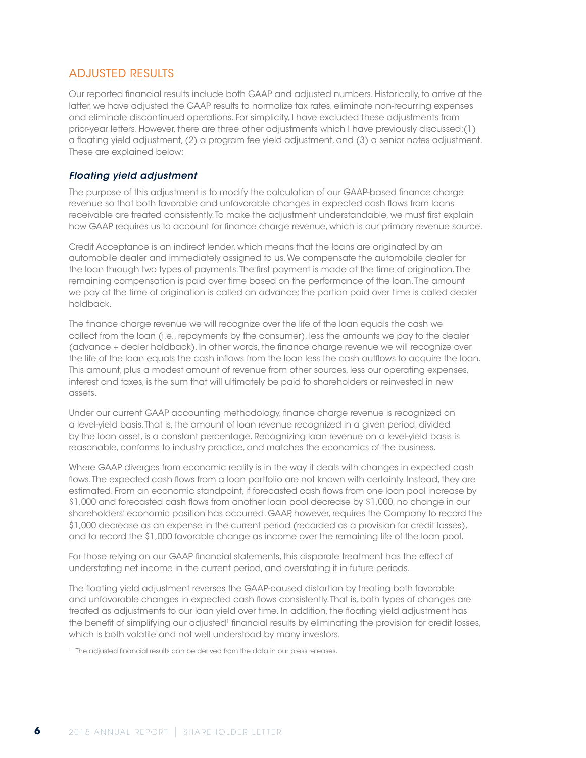## ADJUSTED RESULTS

Our reported financial results include both GAAP and adjusted numbers. Historically, to arrive at the latter, we have adjusted the GAAP results to normalize tax rates, eliminate non-recurring expenses and eliminate discontinued operations. For simplicity, I have excluded these adjustments from prior-year letters. However, there are three other adjustments which I have previously discussed:(1) a floating yield adjustment, (2) a program fee yield adjustment, and (3) a senior notes adjustment. These are explained below:

### *Floating yield adjustment*

The purpose of this adjustment is to modify the calculation of our GAAP-based finance charge revenue so that both favorable and unfavorable changes in expected cash flows from loans receivable are treated consistently. To make the adjustment understandable, we must first explain how GAAP requires us to account for finance charge revenue, which is our primary revenue source.

Credit Acceptance is an indirect lender, which means that the loans are originated by an automobile dealer and immediately assigned to us. We compensate the automobile dealer for the loan through two types of payments. The first payment is made at the time of origination. The remaining compensation is paid over time based on the performance of the loan. The amount we pay at the time of origination is called an advance; the portion paid over time is called dealer holdback.

The finance charge revenue we will recognize over the life of the loan equals the cash we collect from the loan (i.e., repayments by the consumer), less the amounts we pay to the dealer (advance + dealer holdback). In other words, the finance charge revenue we will recognize over the life of the loan equals the cash inflows from the loan less the cash outflows to acquire the loan. This amount, plus a modest amount of revenue from other sources, less our operating expenses, interest and taxes, is the sum that will ultimately be paid to shareholders or reinvested in new assets.

Under our current GAAP accounting methodology, finance charge revenue is recognized on a level-yield basis. That is, the amount of loan revenue recognized in a given period, divided by the loan asset, is a constant percentage. Recognizing loan revenue on a level-yield basis is reasonable, conforms to industry practice, and matches the economics of the business.

Where GAAP diverges from economic reality is in the way it deals with changes in expected cash flows. The expected cash flows from a loan portfolio are not known with certainty. Instead, they are estimated. From an economic standpoint, if forecasted cash flows from one loan pool increase by $1,000 and forecasted cash flows from another loan pool decrease by $1,000, no change in our shareholders' economic position has occurred. GAAP, however, requires the Company to record the $1,000 decrease as an expense in the current period (recorded as a provision for credit losses), and to record the $1,000 favorable change as income over the remaining life of the loan pool.

For those relying on our GAAP financial statements, this disparate treatment has the effect of understating net income in the current period, and overstating it in future periods.

The floating yield adjustment reverses the GAAP-caused distortion by treating both favorable and unfavorable changes in expected cash flows consistently. That is, both types of changes are treated as adjustments to our loan yield over time. In addition, the floating yield adjustment has the benefit of simplifying our adjusted[1] financial results by eliminating the provision for credit losses, which is both volatile and not well understood by many investors.

[1] The adjusted financial results can be derived from the data in our press releases.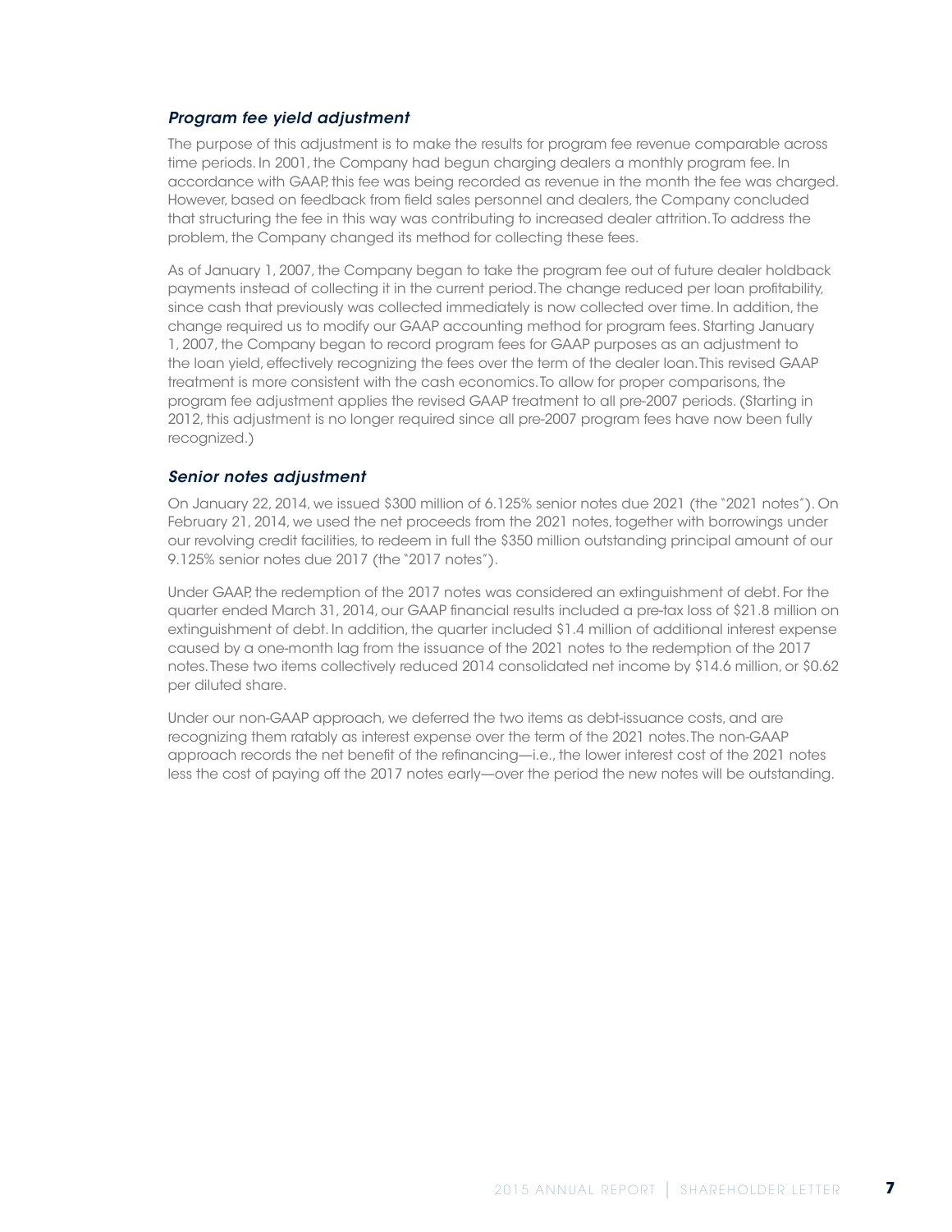### *Program fee yield adjustment*

The purpose of this adjustment is to make the results for program fee revenue comparable across time periods. In 2001, the Company had begun charging dealers a monthly program fee. In accordance with GAAP, this fee was being recorded as revenue in the month the fee was charged. However, based on feedback from field sales personnel and dealers, the Company concluded that structuring the fee in this way was contributing to increased dealer attrition. To address the problem, the Company changed its method for collecting these fees.

As of January 1, 2007, the Company began to take the program fee out of future dealer holdback payments instead of collecting it in the current period. The change reduced per loan profitability, since cash that previously was collected immediately is now collected over time. In addition, the change required us to modify our GAAP accounting method for program fees. Starting January 1, 2007, the Company began to record program fees for GAAP purposes as an adjustment to the loan yield, effectively recognizing the fees over the term of the dealer loan. This revised GAAP treatment is more consistent with the cash economics. To allow for proper comparisons, the program fee adjustment applies the revised GAAP treatment to all pre-2007 periods. (Starting in 2012, this adjustment is no longer required since all pre-2007 program fees have now been fully recognized.)

### *Senior notes adjustment*

On January 22, 2014, we issued $300 million of 6.125% senior notes due 2021 (the "2021 notes"). On February 21, 2014, we used the net proceeds from the 2021 notes, together with borrowings under our revolving credit facilities, to redeem in full the $350 million outstanding principal amount of our 9.125% senior notes due 2017 (the "2017 notes").

Under GAAP, the redemption of the 2017 notes was considered an extinguishment of debt. For the quarter ended March 31, 2014, our GAAP financial results included a pre-tax loss of $21.8 million on extinguishment of debt. In addition, the quarter included $1.4 million of additional interest expense caused by a one-month lag from the issuance of the 2021 notes to the redemption of the 2017 notes. These two items collectively reduced 2014 consolidated net income by $14.6 million, or $0.62 per diluted share.

Under our non-GAAP approach, we deferred the two items as debt-issuance costs, and are recognizing them ratably as interest expense over the term of the 2021 notes. The non-GAAP approach records the net benefit of the refinancing—i.e., the lower interest cost of the 2021 notes less the cost of paying off the 2017 notes early—over the period the new notes will be outstanding.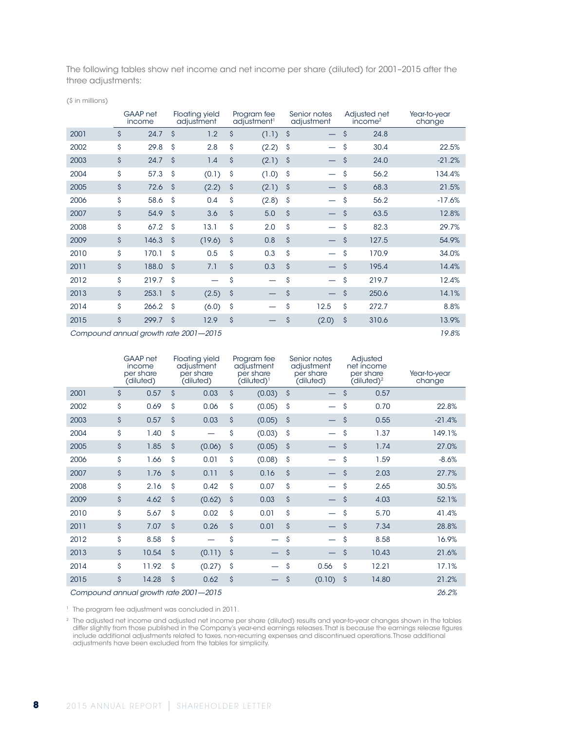The following tables show net income and net income per share (diluted) for 2001–2015 after the three adjustments:

($ in millions)

| | GAAP net income | Floating yield adjustment | Program fee adjustment[1] | Senior notes adjustment | Adjusted net income[2] | Year-to-year change |
|---|---|---|---|---|---|---|
| 2001 | $ 24.7 | $ 1.2 | $ (1.1) | $ — | $ 24.8 | |
| 2002 | $ 29.8 | $ 2.8 | $ (2.2) | $ — | $ 30.4 | 22.5% |
| 2003 | $ 24.7 | $ 1.4 | $ (2.1) | $ — | $ 24.0 | -21.2% |
| 2004 | $ 57.3 | $ (0.1) | $ (1.0) | $ — | $ 56.2 | 134.4% |
| 2005 | $ 72.6 | $ (2.2) | $ (2.1) | $ — | $ 68.3 | 21.5% |
| 2006 | $ 58.6 | $ 0.4 | $ (2.8) | $ — | $ 56.2 | -17.6% |
| 2007 | $ 54.9 | $ 3.6 | $ 5.0 | $ — | $ 63.5 | 12.8% |
| 2008 | $ 67.2 | $ 13.1 | $ 2.0 | $ — | $ 82.3 | 29.7% |
| 2009 | $ 146.3 | $ (19.6) | $ 0.8 | $ — | $ 127.5 | 54.9% |
| 2010 | $ 170.1 | $ 0.5 | $ 0.3 | $ — | $ 170.9 | 34.0% |
| 2011 | $ 188.0 | $ 7.1 | $ 0.3 | $ — | $ 195.4 | 14.4% |
| 2012 | $ 219.7 | $ — | $ — | $ — | $ 219.7 | 12.4% |
| 2013 | $ 253.1 | $ (2.5) | $ — | $ — | $ 250.6 | 14.1% |
| 2014 | $ 266.2 | $ (6.0) | $ — | $ 12.5 | $ 272.7 | 8.8% |
| 2015 | $ 299.7 | $ 12.9 | $ — | $ (2.0) | $ 310.6 | 13.9% |
| *Compound annual growth rate 2001—2015* | | | | | | *19.8%* |

| | GAAP net income per share (diluted) | Floating yield adjustment per share (diluted) | Program fee adjustment per share (diluted)[1] | Senior notes adjustment per share (diluted) | Adjusted net income per share (diluted)[2] | Year-to-year change |
|---|---|---|---|---|---|---|
| 2001 | $ 0.57 | $ 0.03 | $ (0.03) | $ — | $ 0.57 | |
| 2002 | $ 0.69 | $ 0.06 | $ (0.05) | $ — | $ 0.70 | 22.8% |
| 2003 | $ 0.57 | $ 0.03 | $ (0.05) | $ — | $ 0.55 | -21.4% |
| 2004 | $ 1.40 | $ — | $ (0.03) | $ — | $ 1.37 | 149.1% |
| 2005 | $ 1.85 | $ (0.06) | $ (0.05) | $ — | $ 1.74 | 27.0% |
| 2006 | $ 1.66 | $ 0.01 | $ (0.08) | $ — | $ 1.59 | -8.6% |
| 2007 | $ 1.76 | $ 0.11 | $ 0.16 | $ — | $ 2.03 | 27.7% |
| 2008 | $ 2.16 | $ 0.42 | $ 0.07 | $ — | $ 2.65 | 30.5% |
| 2009 | $ 4.62 | $ (0.62) | $ 0.03 | $ — | $ 4.03 | 52.1% |
| 2010 | $ 5.67 | $ 0.02 | $ 0.01 | $ — | $ 5.70 | 41.4% |
| 2011 | $ 7.07 | $ 0.26 | $ 0.01 | $ — | $ 7.34 | 28.8% |
| 2012 | $ 8.58 | $ — | $ — | $ — | $ 8.58 | 16.9% |
| 2013 | $ 10.54 | $ (0.11) | $ — | $ — | $ 10.43 | 21.6% |
| 2014 | $ 11.92 | $ (0.27) | $ — | $ 0.56 | $ 12.21 | 17.1% |
| 2015 | $ 14.28 | $ 0.62 | $ — | $ (0.10) | $ 14.80 | 21.2% |
| *Compound annual growth rate 2001—2015* | | | | | | *26.2%* |

[1] The program fee adjustment was concluded in 2011.

[2] The adjusted net income and adjusted net income per share (diluted) results and year-to-year changes shown in the tables differ slightly from those published in the Company's year-end earnings releases. That is because the earnings release figures include additional adjustments related to taxes, non-recurring expenses and discontinued operations. Those additional adjustments have been excluded from the tables for simplicity.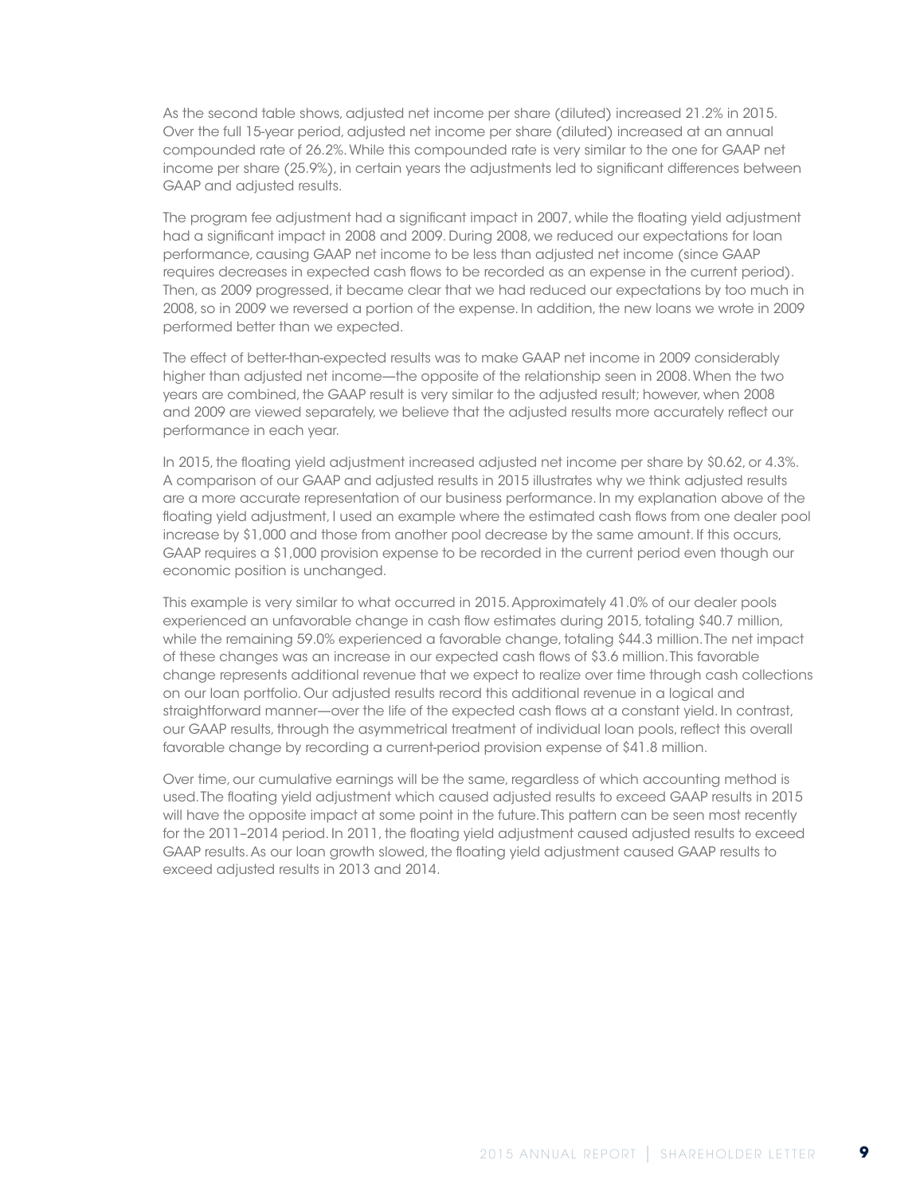As the second table shows, adjusted net income per share (diluted) increased 21.2% in 2015. Over the full 15-year period, adjusted net income per share (diluted) increased at an annual compounded rate of 26.2%. While this compounded rate is very similar to the one for GAAP net income per share (25.9%), in certain years the adjustments led to significant differences between GAAP and adjusted results.

The program fee adjustment had a significant impact in 2007, while the floating yield adjustment had a significant impact in 2008 and 2009. During 2008, we reduced our expectations for loan performance, causing GAAP net income to be less than adjusted net income (since GAAP requires decreases in expected cash flows to be recorded as an expense in the current period). Then, as 2009 progressed, it became clear that we had reduced our expectations by too much in 2008, so in 2009 we reversed a portion of the expense. In addition, the new loans we wrote in 2009 performed better than we expected.

The effect of better-than-expected results was to make GAAP net income in 2009 considerably higher than adjusted net income—the opposite of the relationship seen in 2008. When the two years are combined, the GAAP result is very similar to the adjusted result; however, when 2008 and 2009 are viewed separately, we believe that the adjusted results more accurately reflect our performance in each year.

In 2015, the floating yield adjustment increased adjusted net income per share by $0.62, or 4.3%. A comparison of our GAAP and adjusted results in 2015 illustrates why we think adjusted results are a more accurate representation of our business performance. In my explanation above of the floating yield adjustment, I used an example where the estimated cash flows from one dealer pool increase by $1,000 and those from another pool decrease by the same amount. If this occurs, GAAP requires a $1,000 provision expense to be recorded in the current period even though our economic position is unchanged.

This example is very similar to what occurred in 2015. Approximately 41.0% of our dealer pools experienced an unfavorable change in cash flow estimates during 2015, totaling $40.7 million, while the remaining 59.0% experienced a favorable change, totaling $44.3 million. The net impact of these changes was an increase in our expected cash flows of $3.6 million. This favorable change represents additional revenue that we expect to realize over time through cash collections on our loan portfolio. Our adjusted results record this additional revenue in a logical and straightforward manner—over the life of the expected cash flows at a constant yield. In contrast, our GAAP results, through the asymmetrical treatment of individual loan pools, reflect this overall favorable change by recording a current-period provision expense of $41.8 million.

Over time, our cumulative earnings will be the same, regardless of which accounting method is used. The floating yield adjustment which caused adjusted results to exceed GAAP results in 2015 will have the opposite impact at some point in the future. This pattern can be seen most recently for the 2011–2014 period. In 2011, the floating yield adjustment caused adjusted results to exceed GAAP results. As our loan growth slowed, the floating yield adjustment caused GAAP results to exceed adjusted results in 2013 and 2014.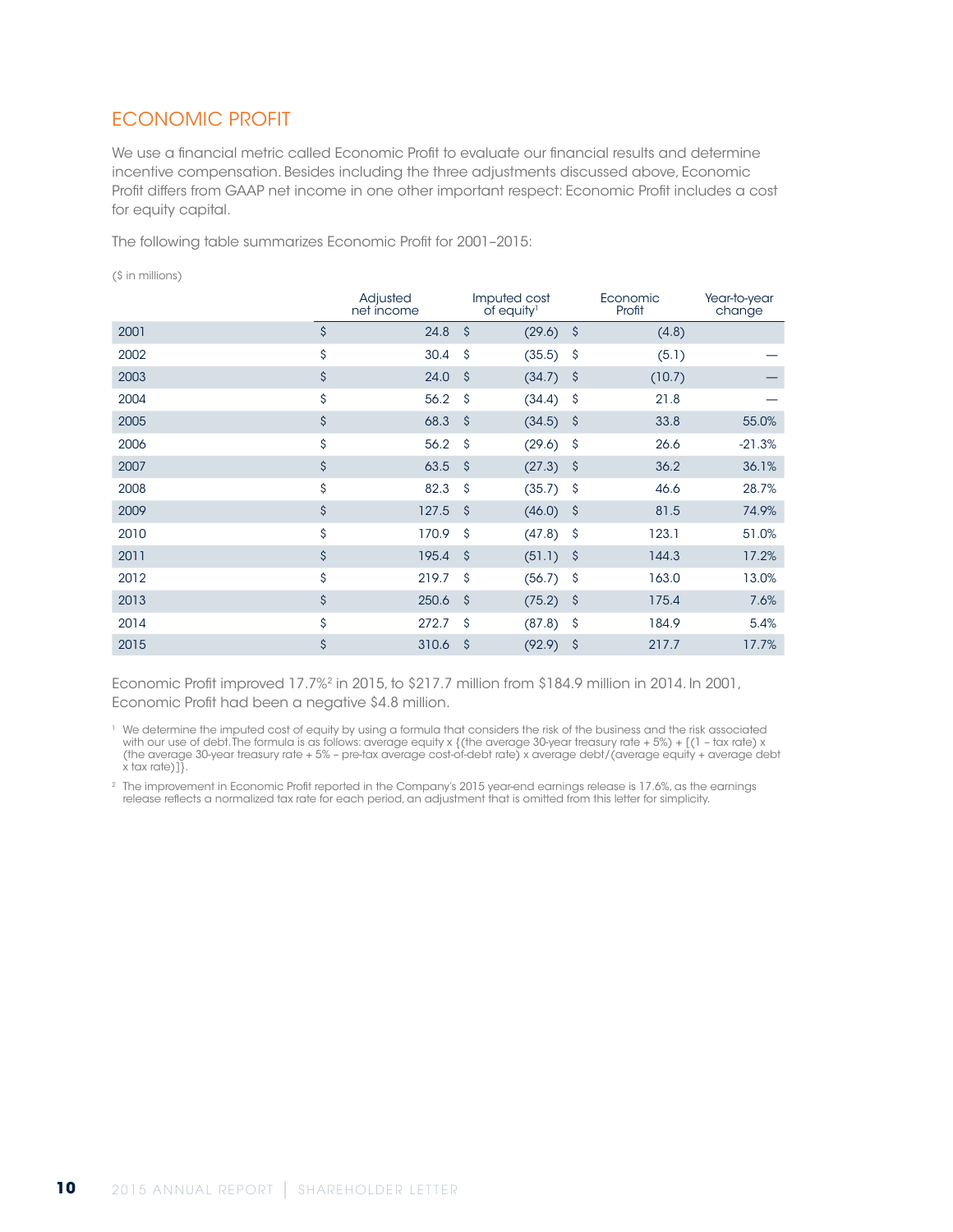## ECONOMIC PROFIT

We use a financial metric called Economic Profit to evaluate our financial results and determine incentive compensation. Besides including the three adjustments discussed above, Economic Profit differs from GAAP net income in one other important respect: Economic Profit includes a cost for equity capital.

The following table summarizes Economic Profit for 2001–2015:

($ in millions)

| | Adjusted net income | Imputed cost of equity[1] | Economic Profit | Year-to-year change |
|---|---|---|---|---|
| 2001 | $ 24.8 | $ (29.6) | $ (4.8) | |
| 2002 | $ 30.4 | $ (35.5) | $ (5.1) | — |
| 2003 | $ 24.0 | $ (34.7) | $ (10.7) | — |
| 2004 | $ 56.2 | $ (34.4) | $ 21.8 | — |
| 2005 | $ 68.3 | $ (34.5) | $ 33.8 | 55.0% |
| 2006 | $ 56.2 | $ (29.6) | $ 26.6 | -21.3% |
| 2007 | $ 63.5 | $ (27.3) | $ 36.2 | 36.1% |
| 2008 | $ 82.3 | $ (35.7) | $ 46.6 | 28.7% |
| 2009 | $ 127.5 | $ (46.0) | $ 81.5 | 74.9% |
| 2010 | $ 170.9 | $ (47.8) | $ 123.1 | 51.0% |
| 2011 | $ 195.4 | $ (51.1) | $ 144.3 | 17.2% |
| 2012 | $ 219.7 | $ (56.7) | $ 163.0 | 13.0% |
| 2013 | $ 250.6 | $ (75.2) | $ 175.4 | 7.6% |
| 2014 | $ 272.7 | $ (87.8) | $ 184.9 | 5.4% |
| 2015 | $ 310.6 | $ (92.9) | $ 217.7 | 17.7% |

Economic Profit improved 17.7%[2] in 2015, to $217.7 million from $184.9 million in 2014. In 2001, Economic Profit had been a negative $4.8 million.

[1] We determine the imputed cost of equity by using a formula that considers the risk of the business and the risk associated with our use of debt. The formula is as follows: average equity x {(the average 30-year treasury rate + 5%) + [(1 – tax rate) x (the average 30-year treasury rate + 5% – pre-tax average cost-of-debt rate) x average debt/(average equity + average debt x tax rate)]}.

[2] The improvement in Economic Profit reported in the Company's 2015 year-end earnings release is 17.6%, as the earnings release reflects a normalized tax rate for each period, an adjustment that is omitted from this letter for simplicity.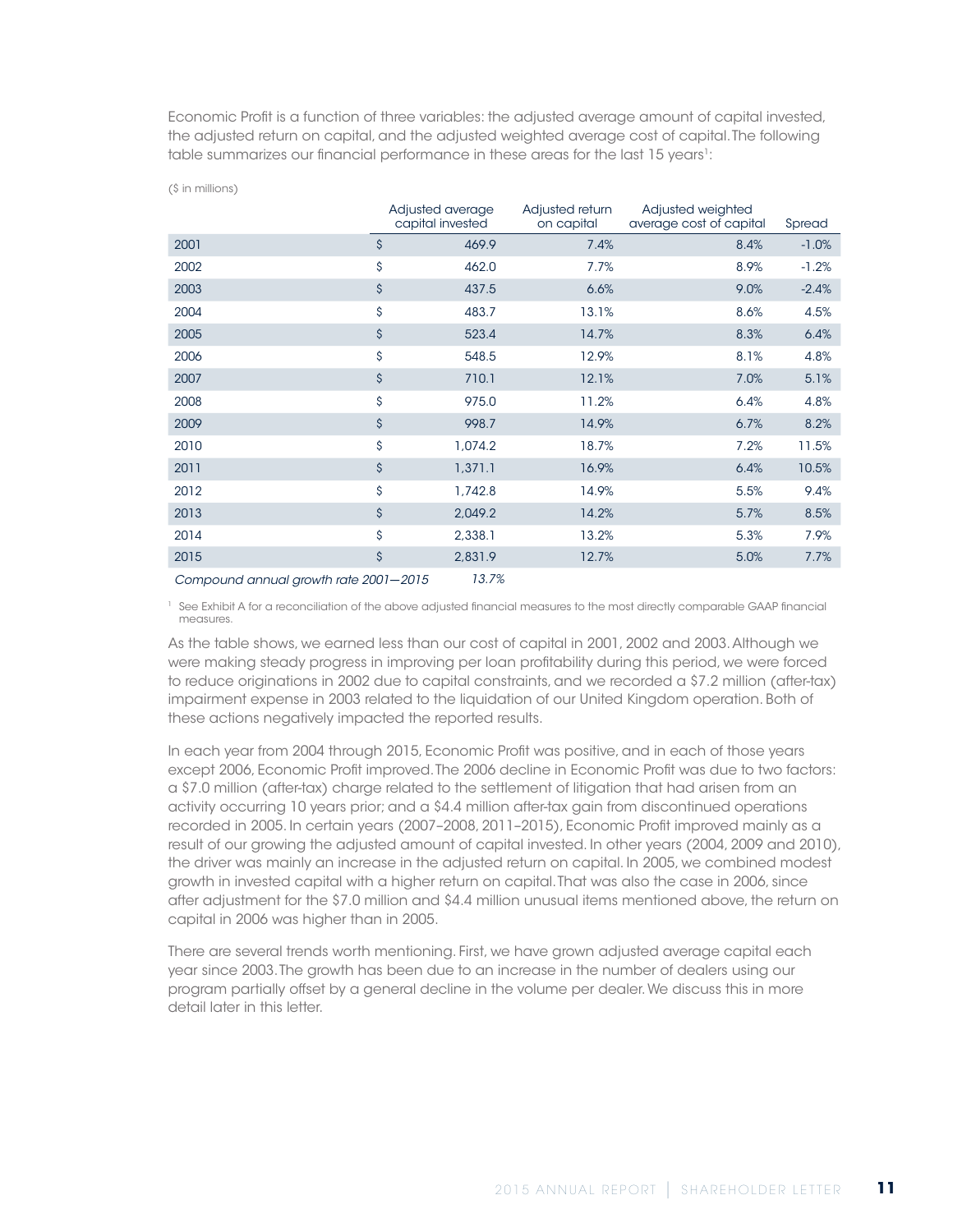Economic Profit is a function of three variables: the adjusted average amount of capital invested, the adjusted return on capital, and the adjusted weighted average cost of capital. The following table summarizes our financial performance in these areas for the last 15 years[1]:

($ in millions)

| | Adjusted average capital invested | Adjusted return on capital | Adjusted weighted average cost of capital | Spread |
|---|---|---|---|---|
| 2001 | $ 469.9 | 7.4% | 8.4% | -1.0% |
| 2002 | $ 462.0 | 7.7% | 8.9% | -1.2% |
| 2003 | $ 437.5 | 6.6% | 9.0% | -2.4% |
| 2004 | $ 483.7 | 13.1% | 8.6% | 4.5% |
| 2005 | $ 523.4 | 14.7% | 8.3% | 6.4% |
| 2006 | $ 548.5 | 12.9% | 8.1% | 4.8% |
| 2007 | $ 710.1 | 12.1% | 7.0% | 5.1% |
| 2008 | $ 975.0 | 11.2% | 6.4% | 4.8% |
| 2009 | $ 998.7 | 14.9% | 6.7% | 8.2% |
| 2010 | $ 1,074.2 | 18.7% | 7.2% | 11.5% |
| 2011 | $ 1,371.1 | 16.9% | 6.4% | 10.5% |
| 2012 | $ 1,742.8 | 14.9% | 5.5% | 9.4% |
| 2013 | $ 2,049.2 | 14.2% | 5.7% | 8.5% |
| 2014 | $ 2,338.1 | 13.2% | 5.3% | 7.9% |
| 2015 | $ 2,831.9 | 12.7% | 5.0% | 7.7% |
| *Compound annual growth rate 2001—2015* | *13.7%* | | | |

[1] See Exhibit A for a reconciliation of the above adjusted financial measures to the most directly comparable GAAP financial measures.

As the table shows, we earned less than our cost of capital in 2001, 2002 and 2003. Although we were making steady progress in improving per loan profitability during this period, we were forced to reduce originations in 2002 due to capital constraints, and we recorded a $7.2 million (after-tax) impairment expense in 2003 related to the liquidation of our United Kingdom operation. Both of these actions negatively impacted the reported results.

In each year from 2004 through 2015, Economic Profit was positive, and in each of those years except 2006, Economic Profit improved. The 2006 decline in Economic Profit was due to two factors: a $7.0 million (after-tax) charge related to the settlement of litigation that had arisen from an activity occurring 10 years prior; and a $4.4 million after-tax gain from discontinued operations recorded in 2005. In certain years (2007–2008, 2011–2015), Economic Profit improved mainly as a result of our growing the adjusted amount of capital invested. In other years (2004, 2009 and 2010), the driver was mainly an increase in the adjusted return on capital. In 2005, we combined modest growth in invested capital with a higher return on capital. That was also the case in 2006, since after adjustment for the $7.0 million and $4.4 million unusual items mentioned above, the return on capital in 2006 was higher than in 2005.

There are several trends worth mentioning. First, we have grown adjusted average capital each year since 2003. The growth has been due to an increase in the number of dealers using our program partially offset by a general decline in the volume per dealer. We discuss this in more detail later in this letter.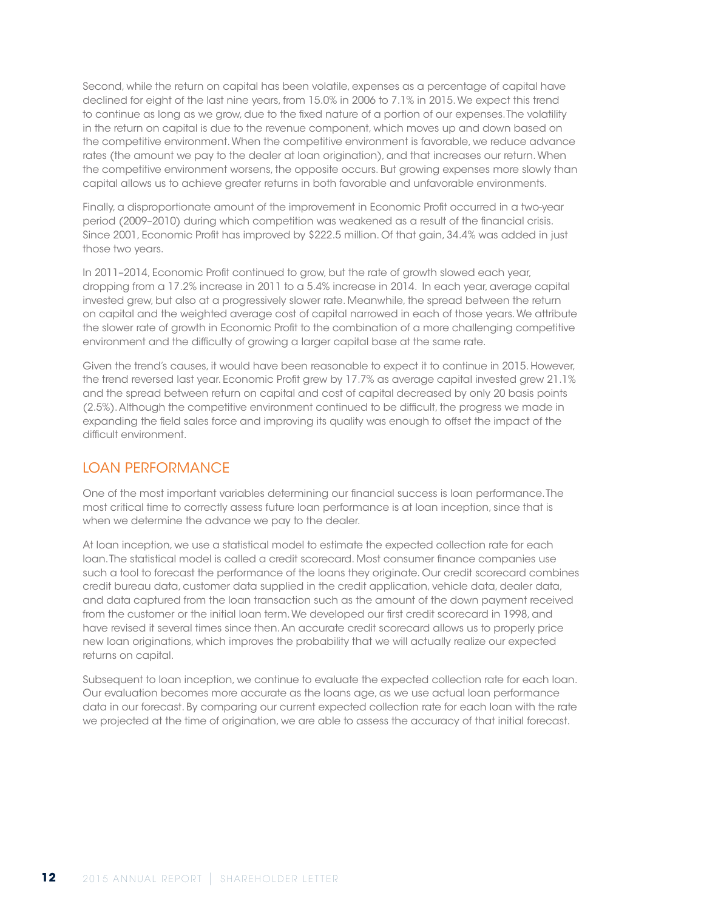Second, while the return on capital has been volatile, expenses as a percentage of capital have declined for eight of the last nine years, from 15.0% in 2006 to 7.1% in 2015. We expect this trend to continue as long as we grow, due to the fixed nature of a portion of our expenses. The volatility in the return on capital is due to the revenue component, which moves up and down based on the competitive environment. When the competitive environment is favorable, we reduce advance rates (the amount we pay to the dealer at loan origination), and that increases our return. When the competitive environment worsens, the opposite occurs. But growing expenses more slowly than capital allows us to achieve greater returns in both favorable and unfavorable environments.

Finally, a disproportionate amount of the improvement in Economic Profit occurred in a two-year period (2009–2010) during which competition was weakened as a result of the financial crisis. Since 2001, Economic Profit has improved by $222.5 million. Of that gain, 34.4% was added in just those two years.

In 2011–2014, Economic Profit continued to grow, but the rate of growth slowed each year, dropping from a 17.2% increase in 2011 to a 5.4% increase in 2014. In each year, average capital invested grew, but also at a progressively slower rate. Meanwhile, the spread between the return on capital and the weighted average cost of capital narrowed in each of those years. We attribute the slower rate of growth in Economic Profit to the combination of a more challenging competitive environment and the difficulty of growing a larger capital base at the same rate.

Given the trend's causes, it would have been reasonable to expect it to continue in 2015. However, the trend reversed last year. Economic Profit grew by 17.7% as average capital invested grew 21.1% and the spread between return on capital and cost of capital decreased by only 20 basis points (2.5%). Although the competitive environment continued to be difficult, the progress we made in expanding the field sales force and improving its quality was enough to offset the impact of the difficult environment.

## LOAN PERFORMANCE

One of the most important variables determining our financial success is loan performance. The most critical time to correctly assess future loan performance is at loan inception, since that is when we determine the advance we pay to the dealer.

At loan inception, we use a statistical model to estimate the expected collection rate for each loan. The statistical model is called a credit scorecard. Most consumer finance companies use such a tool to forecast the performance of the loans they originate. Our credit scorecard combines credit bureau data, customer data supplied in the credit application, vehicle data, dealer data, and data captured from the loan transaction such as the amount of the down payment received from the customer or the initial loan term. We developed our first credit scorecard in 1998, and have revised it several times since then. An accurate credit scorecard allows us to properly price new loan originations, which improves the probability that we will actually realize our expected returns on capital.

Subsequent to loan inception, we continue to evaluate the expected collection rate for each loan. Our evaluation becomes more accurate as the loans age, as we use actual loan performance data in our forecast. By comparing our current expected collection rate for each loan with the rate we projected at the time of origination, we are able to assess the accuracy of that initial forecast.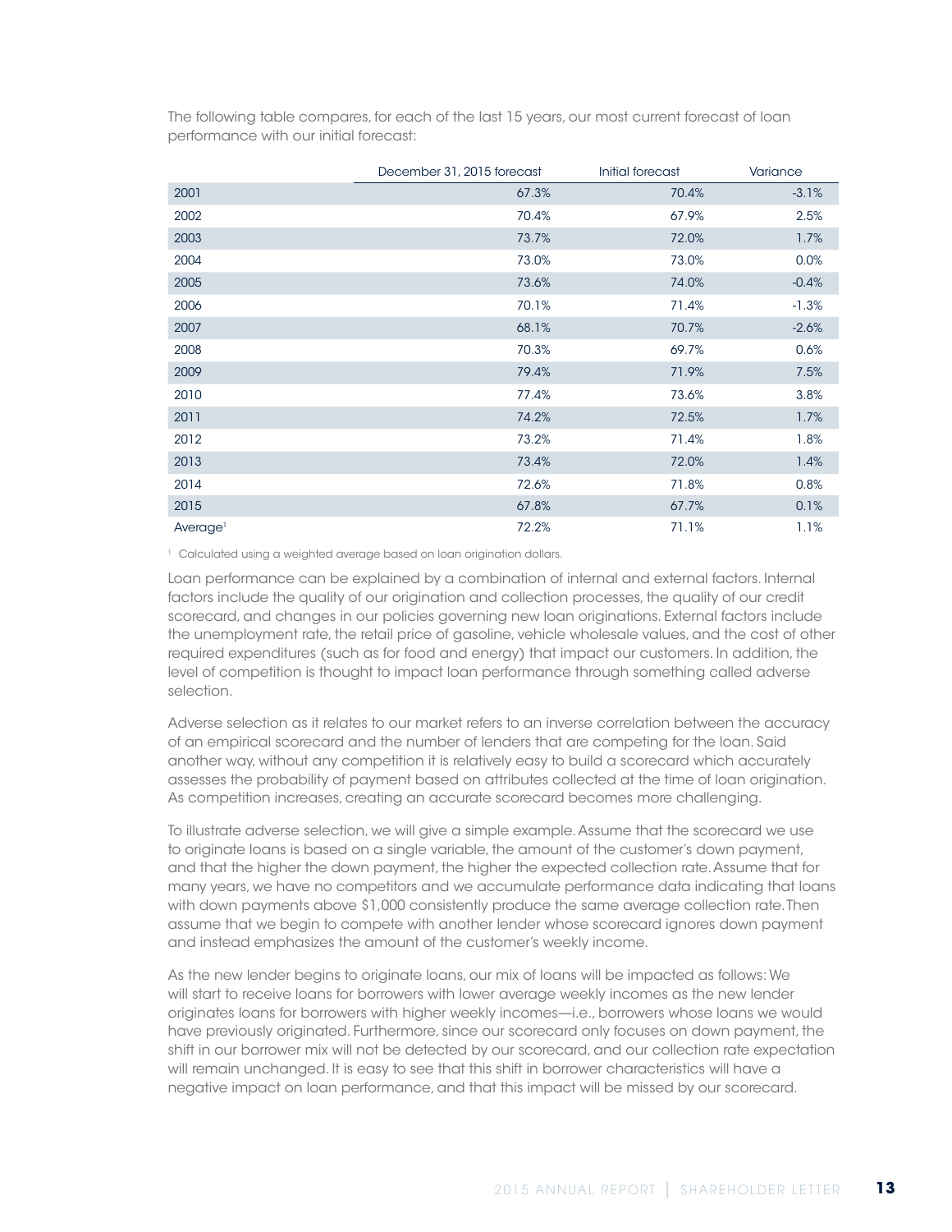The following table compares, for each of the last 15 years, our most current forecast of loan performance with our initial forecast:

| | December 31, 2015 forecast | Initial forecast | Variance |
|---|---|---|---|
| 2001 | 67.3% | 70.4% | -3.1% |
| 2002 | 70.4% | 67.9% | 2.5% |
| 2003 | 73.7% | 72.0% | 1.7% |
| 2004 | 73.0% | 73.0% | 0.0% |
| 2005 | 73.6% | 74.0% | -0.4% |
| 2006 | 70.1% | 71.4% | -1.3% |
| 2007 | 68.1% | 70.7% | -2.6% |
| 2008 | 70.3% | 69.7% | 0.6% |
| 2009 | 79.4% | 71.9% | 7.5% |
| 2010 | 77.4% | 73.6% | 3.8% |
| 2011 | 74.2% | 72.5% | 1.7% |
| 2012 | 73.2% | 71.4% | 1.8% |
| 2013 | 73.4% | 72.0% | 1.4% |
| 2014 | 72.6% | 71.8% | 0.8% |
| 2015 | 67.8% | 67.7% | 0.1% |
| Average[1] | 72.2% | 71.1% | 1.1% |

[1] Calculated using a weighted average based on loan origination dollars.

Loan performance can be explained by a combination of internal and external factors. Internal factors include the quality of our origination and collection processes, the quality of our credit scorecard, and changes in our policies governing new loan originations. External factors include the unemployment rate, the retail price of gasoline, vehicle wholesale values, and the cost of other required expenditures (such as for food and energy) that impact our customers. In addition, the level of competition is thought to impact loan performance through something called adverse selection.

Adverse selection as it relates to our market refers to an inverse correlation between the accuracy of an empirical scorecard and the number of lenders that are competing for the loan. Said another way, without any competition it is relatively easy to build a scorecard which accurately assesses the probability of payment based on attributes collected at the time of loan origination. As competition increases, creating an accurate scorecard becomes more challenging.

To illustrate adverse selection, we will give a simple example. Assume that the scorecard we use to originate loans is based on a single variable, the amount of the customer's down payment, and that the higher the down payment, the higher the expected collection rate. Assume that for many years, we have no competitors and we accumulate performance data indicating that loans with down payments above $1,000 consistently produce the same average collection rate. Then assume that we begin to compete with another lender whose scorecard ignores down payment and instead emphasizes the amount of the customer's weekly income.

As the new lender begins to originate loans, our mix of loans will be impacted as follows: We will start to receive loans for borrowers with lower average weekly incomes as the new lender originates loans for borrowers with higher weekly incomes—i.e., borrowers whose loans we would have previously originated. Furthermore, since our scorecard only focuses on down payment, the shift in our borrower mix will not be detected by our scorecard, and our collection rate expectation will remain unchanged. It is easy to see that this shift in borrower characteristics will have a negative impact on loan performance, and that this impact will be missed by our scorecard.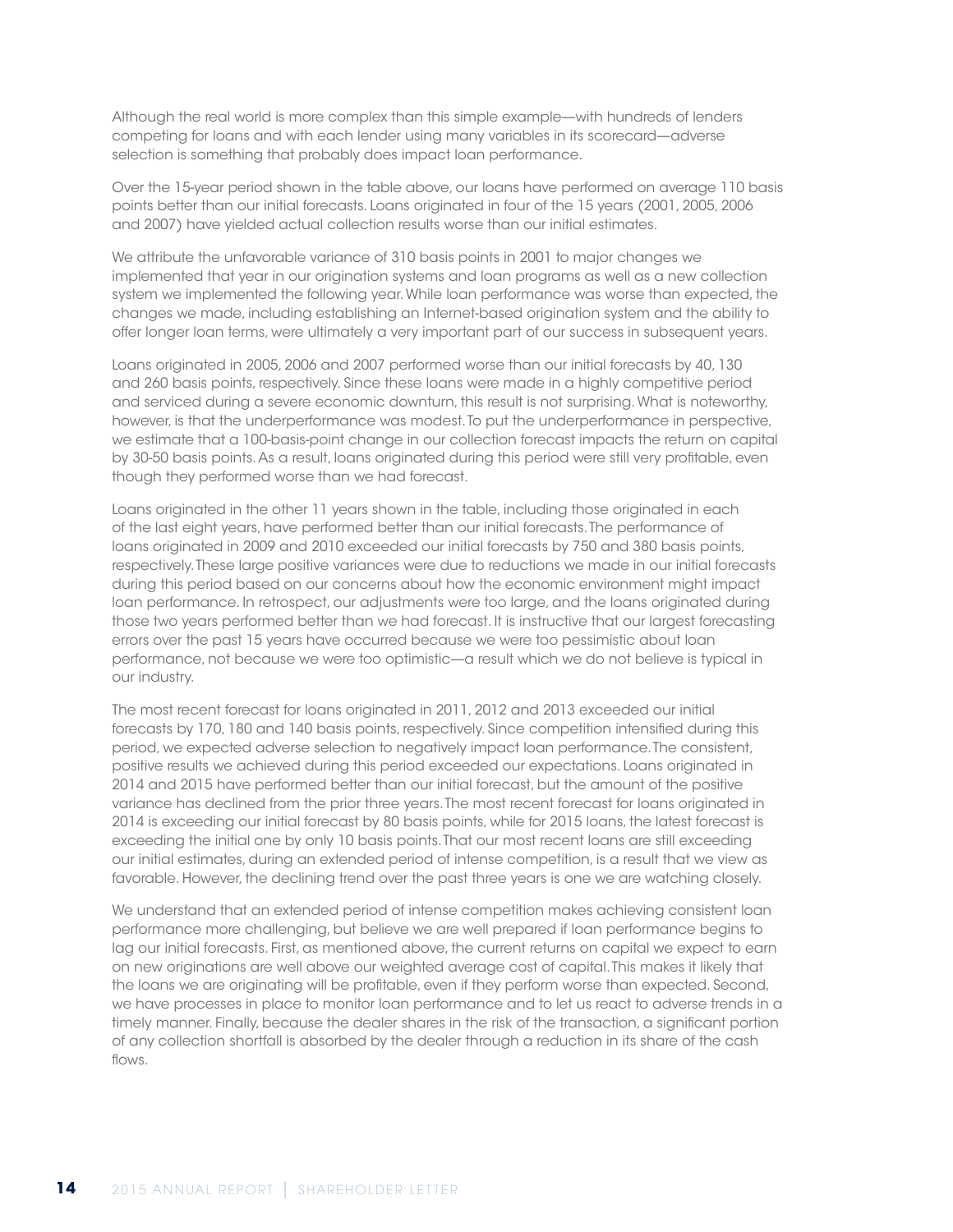Although the real world is more complex than this simple example—with hundreds of lenders competing for loans and with each lender using many variables in its scorecard—adverse selection is something that probably does impact loan performance.

Over the 15-year period shown in the table above, our loans have performed on average 110 basis points better than our initial forecasts. Loans originated in four of the 15 years (2001, 2005, 2006 and 2007) have yielded actual collection results worse than our initial estimates.

We attribute the unfavorable variance of 310 basis points in 2001 to major changes we implemented that year in our origination systems and loan programs as well as a new collection system we implemented the following year. While loan performance was worse than expected, the changes we made, including establishing an Internet-based origination system and the ability to offer longer loan terms, were ultimately a very important part of our success in subsequent years.

Loans originated in 2005, 2006 and 2007 performed worse than our initial forecasts by 40, 130 and 260 basis points, respectively. Since these loans were made in a highly competitive period and serviced during a severe economic downturn, this result is not surprising. What is noteworthy, however, is that the underperformance was modest. To put the underperformance in perspective, we estimate that a 100-basis-point change in our collection forecast impacts the return on capital by 30-50 basis points. As a result, loans originated during this period were still very profitable, even though they performed worse than we had forecast.

Loans originated in the other 11 years shown in the table, including those originated in each of the last eight years, have performed better than our initial forecasts. The performance of loans originated in 2009 and 2010 exceeded our initial forecasts by 750 and 380 basis points, respectively. These large positive variances were due to reductions we made in our initial forecasts during this period based on our concerns about how the economic environment might impact loan performance. In retrospect, our adjustments were too large, and the loans originated during those two years performed better than we had forecast. It is instructive that our largest forecasting errors over the past 15 years have occurred because we were too pessimistic about loan performance, not because we were too optimistic—a result which we do not believe is typical in our industry.

The most recent forecast for loans originated in 2011, 2012 and 2013 exceeded our initial forecasts by 170, 180 and 140 basis points, respectively. Since competition intensified during this period, we expected adverse selection to negatively impact loan performance. The consistent, positive results we achieved during this period exceeded our expectations. Loans originated in 2014 and 2015 have performed better than our initial forecast, but the amount of the positive variance has declined from the prior three years. The most recent forecast for loans originated in 2014 is exceeding our initial forecast by 80 basis points, while for 2015 loans, the latest forecast is exceeding the initial one by only 10 basis points. That our most recent loans are still exceeding our initial estimates, during an extended period of intense competition, is a result that we view as favorable. However, the declining trend over the past three years is one we are watching closely.

We understand that an extended period of intense competition makes achieving consistent loan performance more challenging, but believe we are well prepared if loan performance begins to lag our initial forecasts. First, as mentioned above, the current returns on capital we expect to earn on new originations are well above our weighted average cost of capital. This makes it likely that the loans we are originating will be profitable, even if they perform worse than expected. Second, we have processes in place to monitor loan performance and to let us react to adverse trends in a timely manner. Finally, because the dealer shares in the risk of the transaction, a significant portion of any collection shortfall is absorbed by the dealer through a reduction in its share of the cash flows.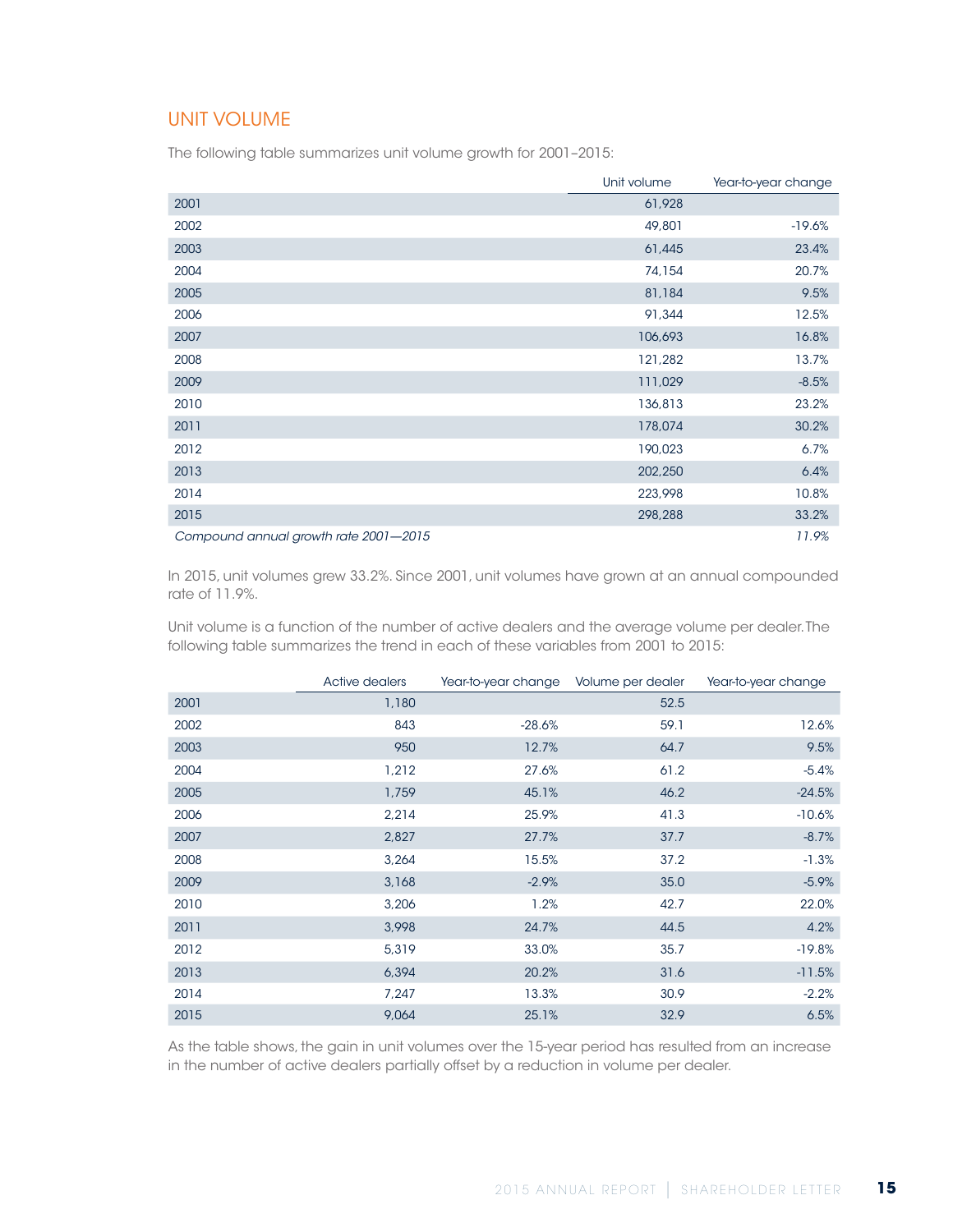## UNIT VOLUME

The following table summarizes unit volume growth for 2001–2015:

| | Unit volume | Year-to-year change |
|---|---|---|
| 2001 | 61,928 | |
| 2002 | 49,801 | -19.6% |
| 2003 | 61,445 | 23.4% |
| 2004 | 74,154 | 20.7% |
| 2005 | 81,184 | 9.5% |
| 2006 | 91,344 | 12.5% |
| 2007 | 106,693 | 16.8% |
| 2008 | 121,282 | 13.7% |
| 2009 | 111,029 | -8.5% |
| 2010 | 136,813 | 23.2% |
| 2011 | 178,074 | 30.2% |
| 2012 | 190,023 | 6.7% |
| 2013 | 202,250 | 6.4% |
| 2014 | 223,998 | 10.8% |
| 2015 | 298,288 | 33.2% |
| *Compound annual growth rate 2001—2015* | | *11.9%* |

In 2015, unit volumes grew 33.2%. Since 2001, unit volumes have grown at an annual compounded rate of 11.9%.

Unit volume is a function of the number of active dealers and the average volume per dealer. The following table summarizes the trend in each of these variables from 2001 to 2015:

| | Active dealers | Year-to-year change | Volume per dealer | Year-to-year change |
|---|---|---|---|---|
| 2001 | 1,180 | | 52.5 | |
| 2002 | 843 | -28.6% | 59.1 | 12.6% |
| 2003 | 950 | 12.7% | 64.7 | 9.5% |
| 2004 | 1,212 | 27.6% | 61.2 | -5.4% |
| 2005 | 1,759 | 45.1% | 46.2 | -24.5% |
| 2006 | 2,214 | 25.9% | 41.3 | -10.6% |
| 2007 | 2,827 | 27.7% | 37.7 | -8.7% |
| 2008 | 3,264 | 15.5% | 37.2 | -1.3% |
| 2009 | 3,168 | -2.9% | 35.0 | -5.9% |
| 2010 | 3,206 | 1.2% | 42.7 | 22.0% |
| 2011 | 3,998 | 24.7% | 44.5 | 4.2% |
| 2012 | 5,319 | 33.0% | 35.7 | -19.8% |
| 2013 | 6,394 | 20.2% | 31.6 | -11.5% |
| 2014 | 7,247 | 13.3% | 30.9 | -2.2% |
| 2015 | 9,064 | 25.1% | 32.9 | 6.5% |

As the table shows, the gain in unit volumes over the 15-year period has resulted from an increase in the number of active dealers partially offset by a reduction in volume per dealer.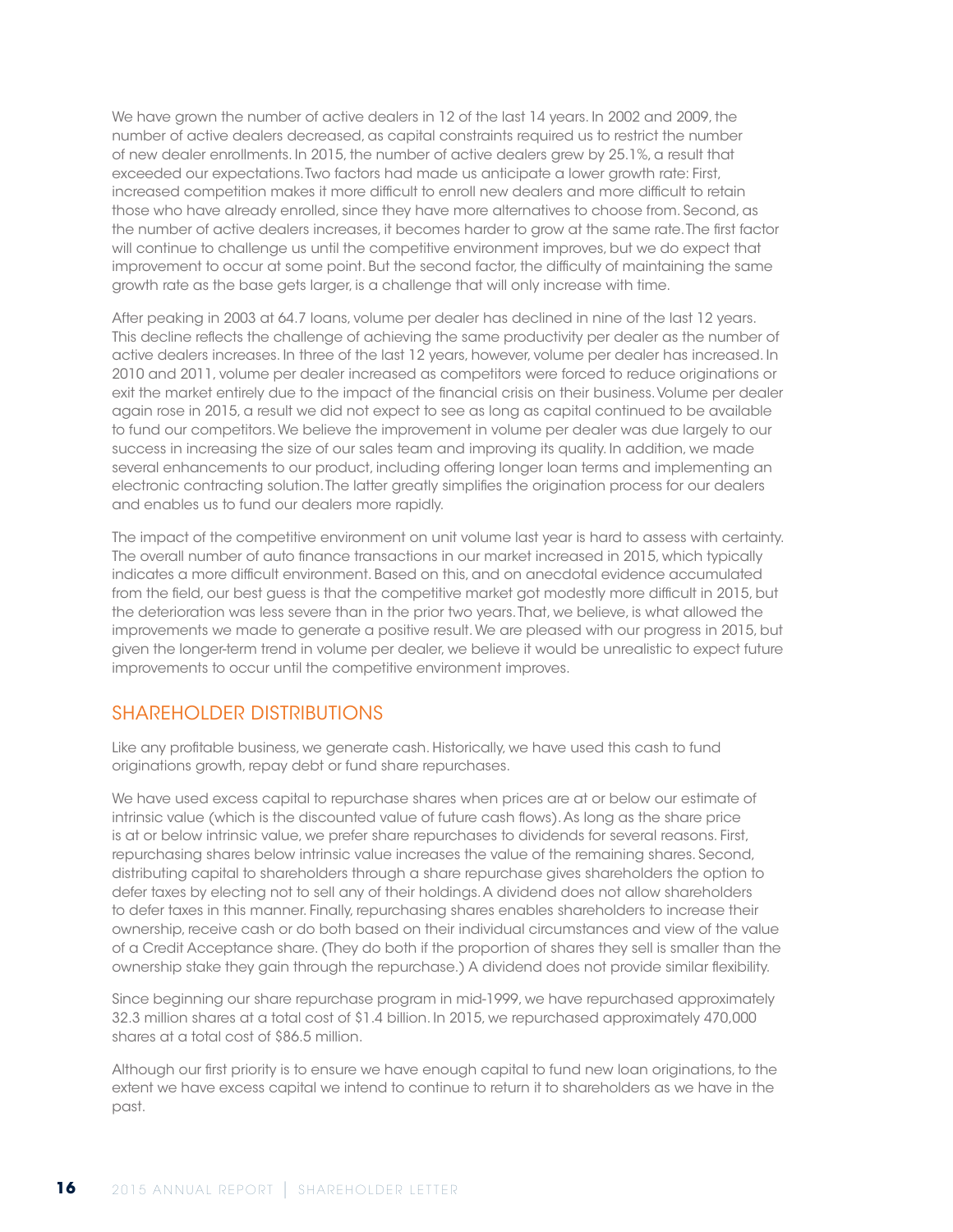We have grown the number of active dealers in 12 of the last 14 years. In 2002 and 2009, the number of active dealers decreased, as capital constraints required us to restrict the number of new dealer enrollments. In 2015, the number of active dealers grew by 25.1%, a result that exceeded our expectations. Two factors had made us anticipate a lower growth rate: First, increased competition makes it more difficult to enroll new dealers and more difficult to retain those who have already enrolled, since they have more alternatives to choose from. Second, as the number of active dealers increases, it becomes harder to grow at the same rate. The first factor will continue to challenge us until the competitive environment improves, but we do expect that improvement to occur at some point. But the second factor, the difficulty of maintaining the same growth rate as the base gets larger, is a challenge that will only increase with time.

After peaking in 2003 at 64.7 loans, volume per dealer has declined in nine of the last 12 years. This decline reflects the challenge of achieving the same productivity per dealer as the number of active dealers increases. In three of the last 12 years, however, volume per dealer has increased. In 2010 and 2011, volume per dealer increased as competitors were forced to reduce originations or exit the market entirely due to the impact of the financial crisis on their business. Volume per dealer again rose in 2015, a result we did not expect to see as long as capital continued to be available to fund our competitors. We believe the improvement in volume per dealer was due largely to our success in increasing the size of our sales team and improving its quality. In addition, we made several enhancements to our product, including offering longer loan terms and implementing an electronic contracting solution. The latter greatly simplifies the origination process for our dealers and enables us to fund our dealers more rapidly.

The impact of the competitive environment on unit volume last year is hard to assess with certainty. The overall number of auto finance transactions in our market increased in 2015, which typically indicates a more difficult environment. Based on this, and on anecdotal evidence accumulated from the field, our best guess is that the competitive market got modestly more difficult in 2015, but the deterioration was less severe than in the prior two years. That, we believe, is what allowed the improvements we made to generate a positive result. We are pleased with our progress in 2015, but given the longer-term trend in volume per dealer, we believe it would be unrealistic to expect future improvements to occur until the competitive environment improves.

## SHAREHOLDER DISTRIBUTIONS

Like any profitable business, we generate cash. Historically, we have used this cash to fund originations growth, repay debt or fund share repurchases.

We have used excess capital to repurchase shares when prices are at or below our estimate of intrinsic value (which is the discounted value of future cash flows). As long as the share price is at or below intrinsic value, we prefer share repurchases to dividends for several reasons. First, repurchasing shares below intrinsic value increases the value of the remaining shares. Second, distributing capital to shareholders through a share repurchase gives shareholders the option to defer taxes by electing not to sell any of their holdings. A dividend does not allow shareholders to defer taxes in this manner. Finally, repurchasing shares enables shareholders to increase their ownership, receive cash or do both based on their individual circumstances and view of the value of a Credit Acceptance share. (They do both if the proportion of shares they sell is smaller than the ownership stake they gain through the repurchase.) A dividend does not provide similar flexibility.

Since beginning our share repurchase program in mid-1999, we have repurchased approximately 32.3 million shares at a total cost of $1.4 billion. In 2015, we repurchased approximately 470,000 shares at a total cost of $86.5 million.

Although our first priority is to ensure we have enough capital to fund new loan originations, to the extent we have excess capital we intend to continue to return it to shareholders as we have in the past.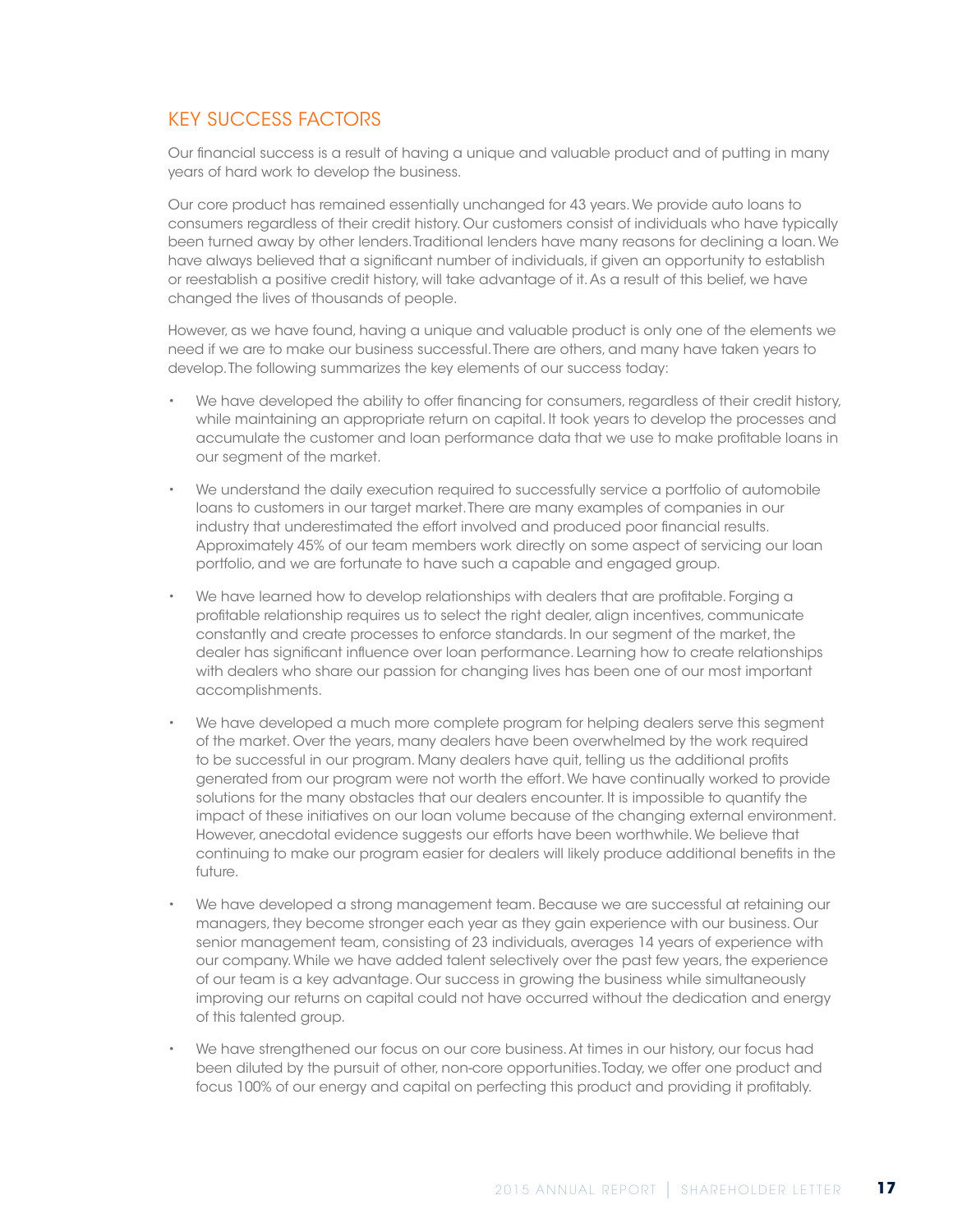## KEY SUCCESS FACTORS

Our financial success is a result of having a unique and valuable product and of putting in many years of hard work to develop the business.

Our core product has remained essentially unchanged for 43 years. We provide auto loans to consumers regardless of their credit history. Our customers consist of individuals who have typically been turned away by other lenders. Traditional lenders have many reasons for declining a loan. We have always believed that a significant number of individuals, if given an opportunity to establish or reestablish a positive credit history, will take advantage of it. As a result of this belief, we have changed the lives of thousands of people.

However, as we have found, having a unique and valuable product is only one of the elements we need if we are to make our business successful. There are others, and many have taken years to develop. The following summarizes the key elements of our success today:

- We have developed the ability to offer financing for consumers, regardless of their credit history, while maintaining an appropriate return on capital. It took years to develop the processes and accumulate the customer and loan performance data that we use to make profitable loans in our segment of the market.
- We understand the daily execution required to successfully service a portfolio of automobile loans to customers in our target market. There are many examples of companies in our industry that underestimated the effort involved and produced poor financial results. Approximately 45% of our team members work directly on some aspect of servicing our loan portfolio, and we are fortunate to have such a capable and engaged group.
- We have learned how to develop relationships with dealers that are profitable. Forging a profitable relationship requires us to select the right dealer, align incentives, communicate constantly and create processes to enforce standards. In our segment of the market, the dealer has significant influence over loan performance. Learning how to create relationships with dealers who share our passion for changing lives has been one of our most important accomplishments.
- We have developed a much more complete program for helping dealers serve this segment of the market. Over the years, many dealers have been overwhelmed by the work required to be successful in our program. Many dealers have quit, telling us the additional profits generated from our program were not worth the effort. We have continually worked to provide solutions for the many obstacles that our dealers encounter. It is impossible to quantify the impact of these initiatives on our loan volume because of the changing external environment. However, anecdotal evidence suggests our efforts have been worthwhile. We believe that continuing to make our program easier for dealers will likely produce additional benefits in the future.
- We have developed a strong management team. Because we are successful at retaining our managers, they become stronger each year as they gain experience with our business. Our senior management team, consisting of 23 individuals, averages 14 years of experience with our company. While we have added talent selectively over the past few years, the experience of our team is a key advantage. Our success in growing the business while simultaneously improving our returns on capital could not have occurred without the dedication and energy of this talented group.
- We have strengthened our focus on our core business. At times in our history, our focus had been diluted by the pursuit of other, non-core opportunities. Today, we offer one product and focus 100% of our energy and capital on perfecting this product and providing it profitably.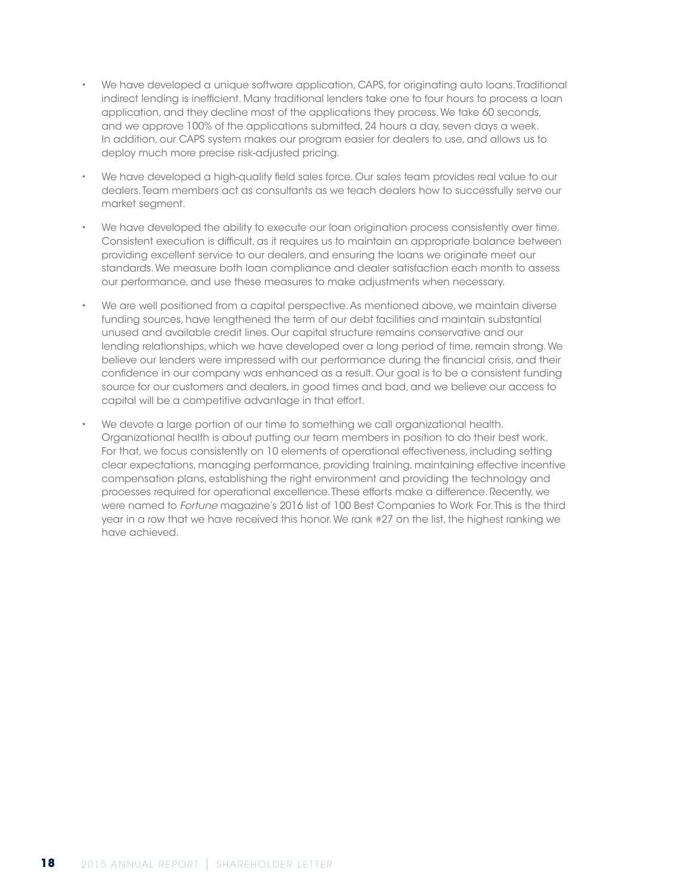- We have developed a unique software application, CAPS, for originating auto loans. Traditional indirect lending is inefficient. Many traditional lenders take one to four hours to process a loan application, and they decline most of the applications they process. We take 60 seconds, and we approve 100% of the applications submitted, 24 hours a day, seven days a week. In addition, our CAPS system makes our program easier for dealers to use, and allows us to deploy much more precise risk-adjusted pricing.

- We have developed a high-quality field sales force. Our sales team provides real value to our dealers. Team members act as consultants as we teach dealers how to successfully serve our market segment.

- We have developed the ability to execute our loan origination process consistently over time. Consistent execution is difficult, as it requires us to maintain an appropriate balance between providing excellent service to our dealers, and ensuring the loans we originate meet our standards. We measure both loan compliance and dealer satisfaction each month to assess our performance, and use these measures to make adjustments when necessary.

- We are well positioned from a capital perspective. As mentioned above, we maintain diverse funding sources, have lengthened the term of our debt facilities and maintain substantial unused and available credit lines. Our capital structure remains conservative and our lending relationships, which we have developed over a long period of time, remain strong. We believe our lenders were impressed with our performance during the financial crisis, and their confidence in our company was enhanced as a result. Our goal is to be a consistent funding source for our customers and dealers, in good times and bad, and we believe our access to capital will be a competitive advantage in that effort.

- We devote a large portion of our time to something we call organizational health. Organizational health is about putting our team members in position to do their best work. For that, we focus consistently on 10 elements of operational effectiveness, including setting clear expectations, managing performance, providing training, maintaining effective incentive compensation plans, establishing the right environment and providing the technology and processes required for operational excellence. These efforts make a difference. Recently, we were named to *Fortune* magazine's 2016 list of 100 Best Companies to Work For. This is the third year in a row that we have received this honor. We rank #27 on the list, the highest ranking we have achieved.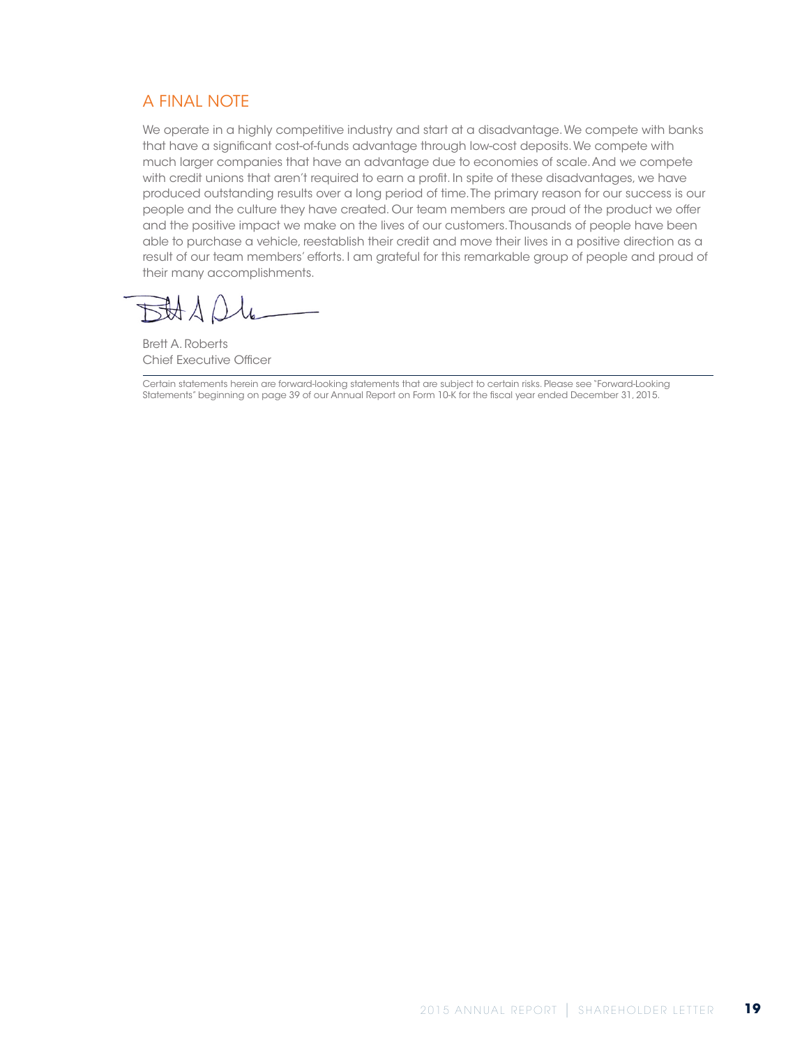## A FINAL NOTE

We operate in a highly competitive industry and start at a disadvantage. We compete with banks that have a significant cost-of-funds advantage through low-cost deposits. We compete with much larger companies that have an advantage due to economies of scale. And we compete with credit unions that aren't required to earn a profit. In spite of these disadvantages, we have produced outstanding results over a long period of time. The primary reason for our success is our people and the culture they have created. Our team members are proud of the product we offer and the positive impact we make on the lives of our customers. Thousands of people have been able to purchase a vehicle, reestablish their credit and move their lives in a positive direction as a result of our team members' efforts. I am grateful for this remarkable group of people and proud of their many accomplishments.

Brett A. Roberts
Chief Executive Officer

---

Certain statements herein are forward-looking statements that are subject to certain risks. Please see "Forward-Looking Statements" beginning on page 39 of our Annual Report on Form 10-K for the fiscal year ended December 31, 2015.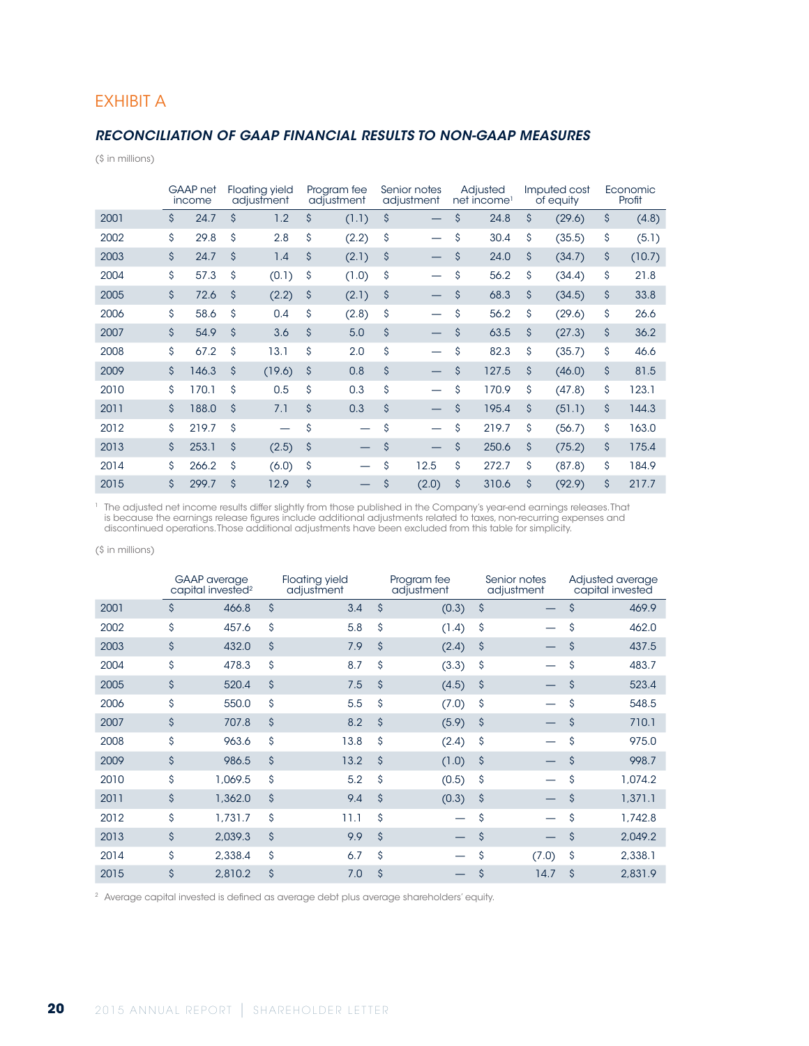## EXHIBIT A

### *RECONCILIATION OF GAAP FINANCIAL RESULTS TO NON-GAAP MEASURES*

($ in millions)

| | GAAP net income | Floating yield adjustment | Program fee adjustment | Senior notes adjustment | Adjusted net income[1] | Imputed cost of equity | Economic Profit |
|---|---|---|---|---|---|---|---|
| 2001 | $ 24.7 | $ 1.2 | $ (1.1) | $ — | $ 24.8 | $ (29.6) | $ (4.8) |
| 2002 | $ 29.8 | $ 2.8 | $ (2.2) | $ — | $ 30.4 | $ (35.5) | $ (5.1) |
| 2003 | $ 24.7 | $ 1.4 | $ (2.1) | $ — | $ 24.0 | $ (34.7) | $ (10.7) |
| 2004 | $ 57.3 | $ (0.1) | $ (1.0) | $ — | $ 56.2 | $ (34.4) | $ 21.8 |
| 2005 | $ 72.6 | $ (2.2) | $ (2.1) | $ — | $ 68.3 | $ (34.5) | $ 33.8 |
| 2006 | $ 58.6 | $ 0.4 | $ (2.8) | $ — | $ 56.2 | $ (29.6) | $ 26.6 |
| 2007 | $ 54.9 | $ 3.6 | $ 5.0 | $ — | $ 63.5 | $ (27.3) | $ 36.2 |
| 2008 | $ 67.2 | $ 13.1 | $ 2.0 | $ — | $ 82.3 | $ (35.7) | $ 46.6 |
| 2009 | $ 146.3 | $ (19.6) | $ 0.8 | $ — | $ 127.5 | $ (46.0) | $ 81.5 |
| 2010 | $ 170.1 | $ 0.5 | $ 0.3 | $ — | $ 170.9 | $ (47.8) | $ 123.1 |
| 2011 | $ 188.0 | $ 7.1 | $ 0.3 | $ — | $ 195.4 | $ (51.1) | $ 144.3 |
| 2012 | $ 219.7 | $ — | $ — | $ — | $ 219.7 | $ (56.7) | $ 163.0 |
| 2013 | $ 253.1 | $ (2.5) | $ — | $ — | $ 250.6 | $ (75.2) | $ 175.4 |
| 2014 | $ 266.2 | $ (6.0) | $ — | $ 12.5 | $ 272.7 | $ (87.8) | $ 184.9 |
| 2015 | $ 299.7 | $ 12.9 | $ — | $ (2.0) | $ 310.6 | $ (92.9) | $ 217.7 |

[1] The adjusted net income results differ slightly from those published in the Company's year-end earnings releases. That is because the earnings release figures include additional adjustments related to taxes, non-recurring expenses and discontinued operations. Those additional adjustments have been excluded from this table for simplicity.

($ in millions)

| | GAAP average capital invested[2] | Floating yield adjustment | Program fee adjustment | Senior notes adjustment | Adjusted average capital invested |
|---|---|---|---|---|---|
| 2001 | $ 466.8 | $ 3.4 | $ (0.3) | $ — | $ 469.9 |
| 2002 | $ 457.6 | $ 5.8 | $ (1.4) | $ — | $ 462.0 |
| 2003 | $ 432.0 | $ 7.9 | $ (2.4) | $ — | $ 437.5 |
| 2004 | $ 478.3 | $ 8.7 | $ (3.3) | $ — | $ 483.7 |
| 2005 | $ 520.4 | $ 7.5 | $ (4.5) | $ — | $ 523.4 |
| 2006 | $ 550.0 | $ 5.5 | $ (7.0) | $ — | $ 548.5 |
| 2007 | $ 707.8 | $ 8.2 | $ (5.9) | $ — | $ 710.1 |
| 2008 | $ 963.6 | $ 13.8 | $ (2.4) | $ — | $ 975.0 |
| 2009 | $ 986.5 | $ 13.2 | $ (1.0) | $ — | $ 998.7 |
| 2010 | $ 1,069.5 | $ 5.2 | $ (0.5) | $ — | $ 1,074.2 |
| 2011 | $ 1,362.0 | $ 9.4 | $ (0.3) | $ — | $ 1,371.1 |
| 2012 | $ 1,731.7 | $ 11.1 | $ — | $ — | $ 1,742.8 |
| 2013 | $ 2,039.3 | $ 9.9 | $ — | $ — | $ 2,049.2 |
| 2014 | $ 2,338.4 | $ 6.7 | $ — | $ (7.0) | $ 2,338.1 |
| 2015 | $ 2,810.2 | $ 7.0 | $ — | $ 14.7 | $ 2,831.9 |

[2] Average capital invested is defined as average debt plus average shareholders' equity.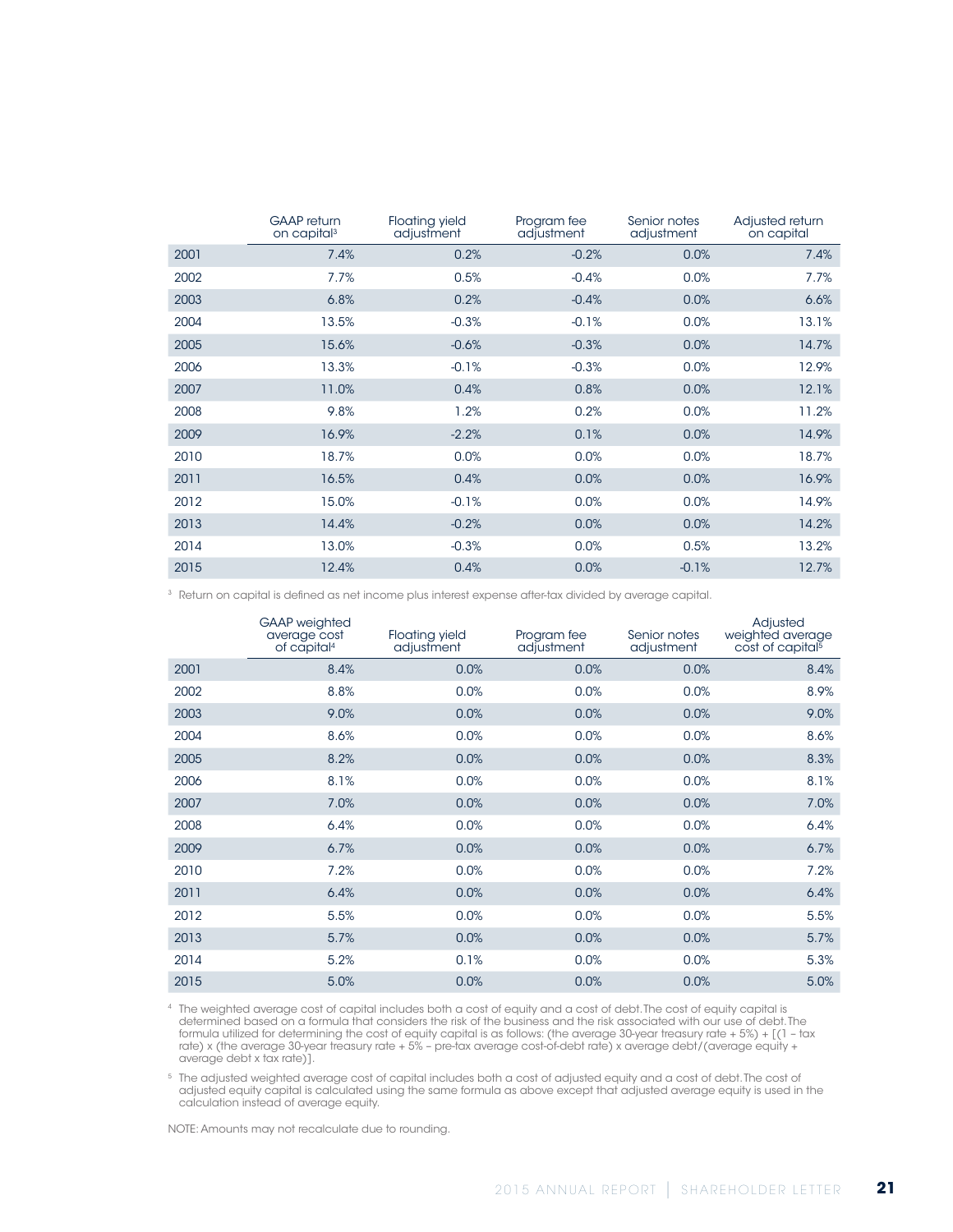| | GAAP return on capital[3] | Floating yield adjustment | Program fee adjustment | Senior notes adjustment | Adjusted return on capital |
|---|---|---|---|---|---|
| 2001 | 7.4% | 0.2% | -0.2% | 0.0% | 7.4% |
| 2002 | 7.7% | 0.5% | -0.4% | 0.0% | 7.7% |
| 2003 | 6.8% | 0.2% | -0.4% | 0.0% | 6.6% |
| 2004 | 13.5% | -0.3% | -0.1% | 0.0% | 13.1% |
| 2005 | 15.6% | -0.6% | -0.3% | 0.0% | 14.7% |
| 2006 | 13.3% | -0.1% | -0.3% | 0.0% | 12.9% |
| 2007 | 11.0% | 0.4% | 0.8% | 0.0% | 12.1% |
| 2008 | 9.8% | 1.2% | 0.2% | 0.0% | 11.2% |
| 2009 | 16.9% | -2.2% | 0.1% | 0.0% | 14.9% |
| 2010 | 18.7% | 0.0% | 0.0% | 0.0% | 18.7% |
| 2011 | 16.5% | 0.4% | 0.0% | 0.0% | 16.9% |
| 2012 | 15.0% | -0.1% | 0.0% | 0.0% | 14.9% |
| 2013 | 14.4% | -0.2% | 0.0% | 0.0% | 14.2% |
| 2014 | 13.0% | -0.3% | 0.0% | 0.5% | 13.2% |
| 2015 | 12.4% | 0.4% | 0.0% | -0.1% | 12.7% |

[3] Return on capital is defined as net income plus interest expense after-tax divided by average capital.

| | GAAP weighted average cost of capital[4] | Floating yield adjustment | Program fee adjustment | Senior notes adjustment | Adjusted weighted average cost of capital[5] |
|---|---|---|---|---|---|
| 2001 | 8.4% | 0.0% | 0.0% | 0.0% | 8.4% |
| 2002 | 8.8% | 0.0% | 0.0% | 0.0% | 8.9% |
| 2003 | 9.0% | 0.0% | 0.0% | 0.0% | 9.0% |
| 2004 | 8.6% | 0.0% | 0.0% | 0.0% | 8.6% |
| 2005 | 8.2% | 0.0% | 0.0% | 0.0% | 8.3% |
| 2006 | 8.1% | 0.0% | 0.0% | 0.0% | 8.1% |
| 2007 | 7.0% | 0.0% | 0.0% | 0.0% | 7.0% |
| 2008 | 6.4% | 0.0% | 0.0% | 0.0% | 6.4% |
| 2009 | 6.7% | 0.0% | 0.0% | 0.0% | 6.7% |
| 2010 | 7.2% | 0.0% | 0.0% | 0.0% | 7.2% |
| 2011 | 6.4% | 0.0% | 0.0% | 0.0% | 6.4% |
| 2012 | 5.5% | 0.0% | 0.0% | 0.0% | 5.5% |
| 2013 | 5.7% | 0.0% | 0.0% | 0.0% | 5.7% |
| 2014 | 5.2% | 0.1% | 0.0% | 0.0% | 5.3% |
| 2015 | 5.0% | 0.0% | 0.0% | 0.0% | 5.0% |

[4] The weighted average cost of capital includes both a cost of equity and a cost of debt. The cost of equity capital is determined based on a formula that considers the risk of the business and the risk associated with our use of debt. The formula utilized for determining the cost of equity capital is as follows: (the average 30-year treasury rate + 5%) + [(1 – tax rate) x (the average 30-year treasury rate + 5% – pre-tax average cost-of-debt rate) x average debt/(average equity + average debt x tax rate)].

[5] The adjusted weighted average cost of capital includes both a cost of adjusted equity and a cost of debt. The cost of adjusted equity capital is calculated using the same formula as above except that adjusted average equity is used in the calculation instead of average equity.

NOTE: Amounts may not recalculate due to rounding.